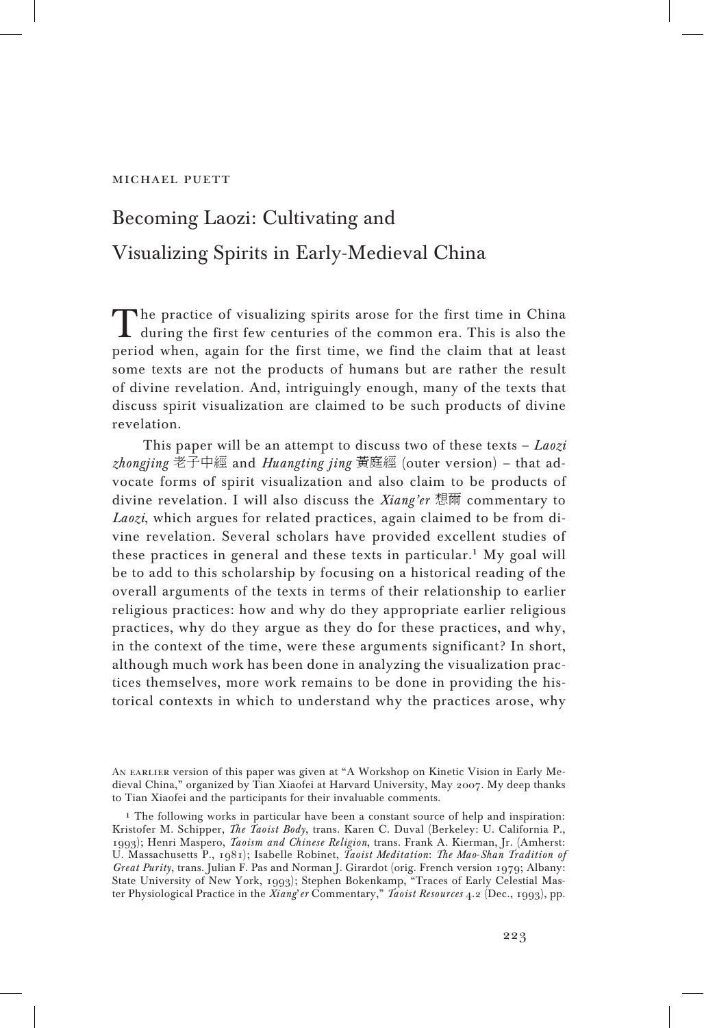MICHAEL PUETT

# Becoming Laozi: Cultivating and Visualizing Spirits in Early-Medieval China

The practice of visualizing spirits arose for the first time in China during the first few centuries of the common era. This is also the period when, again for the first time, we find the claim that at least some texts are not the products of humans but are rather the result of divine revelation. And, intriguingly enough, many of the texts that discuss spirit visualization are claimed to be such products of divine revelation.

This paper will be an attempt to discuss two of these texts – *Laozi zhongjing* 老子中經 and *Huangting jing* 黃庭經 (outer version) – that advocate forms of spirit visualization and also claim to be products of divine revelation. I will also discuss the *Xiang'er* 想爾 commentary to *Laozi*, which argues for related practices, again claimed to be from divine revelation. Several scholars have provided excellent studies of these practices in general and these texts in particular.[1] My goal will be to add to this scholarship by focusing on a historical reading of the overall arguments of the texts in terms of their relationship to earlier religious practices: how and why do they appropriate earlier religious practices, why do they argue as they do for these practices, and why, in the context of the time, were these arguments significant? In short, although much work has been done in analyzing the visualization practices themselves, more work remains to be done in providing the historical contexts in which to understand why the practices arose, why

AN EARLIER version of this paper was given at "A Workshop on Kinetic Vision in Early Medieval China," organized by Tian Xiaofei at Harvard University, May 2007. My deep thanks to Tian Xiaofei and the participants for their invaluable comments.

[1] The following works in particular have been a constant source of help and inspiration: Kristofer M. Schipper, *The Taoist Body*, trans. Karen C. Duval (Berkeley: U. California P., 1993); Henri Maspero, *Taoism and Chinese Religion*, trans. Frank A. Kierman, Jr. (Amherst: U. Massachusetts P., 1981); Isabelle Robinet, *Taoist Meditation: The Mao-Shan Tradition of Great Purity*, trans. Julian F. Pas and Norman J. Girardot (orig. French version 1979; Albany: State University of New York, 1993); Stephen Bokenkamp, "Traces of Early Celestial Master Physiological Practice in the *Xiang'er* Commentary," *Taoist Resources* 4.2 (Dec., 1993), pp.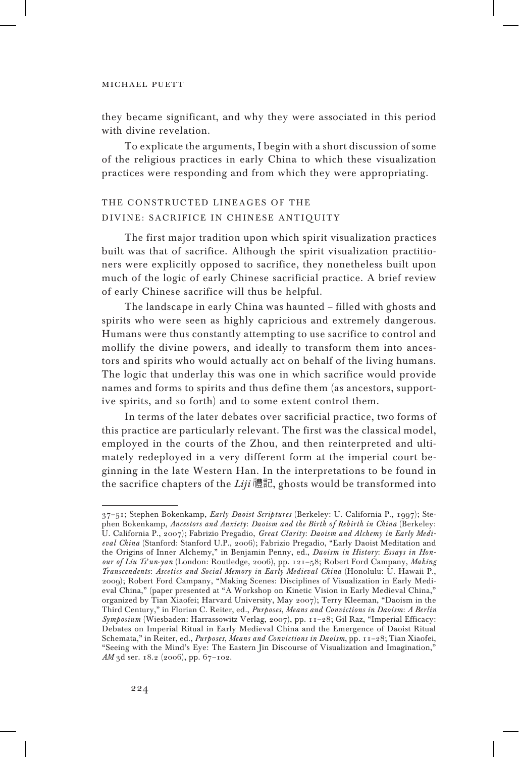they became significant, and why they were associated in this period with divine revelation.

To explicate the arguments, I begin with a short discussion of some of the religious practices in early China to which these visualization practices were responding and from which they were appropriating.

## THE CONSTRUCTED LINEAGES OF THE DIVINE: SACRIFICE IN CHINESE ANTIQUITY

The first major tradition upon which spirit visualization practices built was that of sacrifice. Although the spirit visualization practitioners were explicitly opposed to sacrifice, they nonetheless built upon much of the logic of early Chinese sacrificial practice. A brief review of early Chinese sacrifice will thus be helpful.

The landscape in early China was haunted – filled with ghosts and spirits who were seen as highly capricious and extremely dangerous. Humans were thus constantly attempting to use sacrifice to control and mollify the divine powers, and ideally to transform them into ancestors and spirits who would actually act on behalf of the living humans. The logic that underlay this was one in which sacrifice would provide names and forms to spirits and thus define them (as ancestors, supportive spirits, and so forth) and to some extent control them.

In terms of the later debates over sacrificial practice, two forms of this practice are particularly relevant. The first was the classical model, employed in the courts of the Zhou, and then reinterpreted and ultimately redeployed in a very different form at the imperial court beginning in the late Western Han. In the interpretations to be found in the sacrifice chapters of the *Liji* 禮記, ghosts would be transformed into

---

37–51; Stephen Bokenkamp, *Early Daoist Scriptures* (Berkeley: U. California P., 1997); Stephen Bokenkamp, *Ancestors and Anxiety*: *Daoism and the Birth of Rebirth in China* (Berkeley: U. California P., 2007); Fabrizio Pregadio, *Great Clarity*: *Daoism and Alchemy in Early Medieval China* (Stanford: Stanford U.P., 2006); Fabrizio Pregadio, "Early Daoist Meditation and the Origins of Inner Alchemy," in Benjamin Penny, ed., *Daoism in History*: *Essays in Honour of Liu Ts'un-yan* (London: Routledge, 2006), pp. 121–58; Robert Ford Campany, *Making Transcendents*: *Ascetics and Social Memory in Early Medieval China* (Honolulu: U. Hawaii P., 2009); Robert Ford Campany, "Making Scenes: Disciplines of Visualization in Early Medieval China," (paper presented at "A Workshop on Kinetic Vision in Early Medieval China," organized by Tian Xiaofei; Harvard University, May 2007); Terry Kleeman, "Daoism in the Third Century," in Florian C. Reiter, ed., *Purposes*, *Means and Convictions in Daoism*: *A Berlin Symposium* (Wiesbaden: Harrassowitz Verlag, 2007), pp. 11–28; Gil Raz, "Imperial Efficacy: Debates on Imperial Ritual in Early Medieval China and the Emergence of Daoist Ritual Schemata," in Reiter, ed., *Purposes*, *Means and Convictions in Daoism*, pp. 11–28; Tian Xiaofei, "Seeing with the Mind's Eye: The Eastern Jin Discourse of Visualization and Imagination," *AM* 3d ser. 18.2 (2006), pp. 67–102.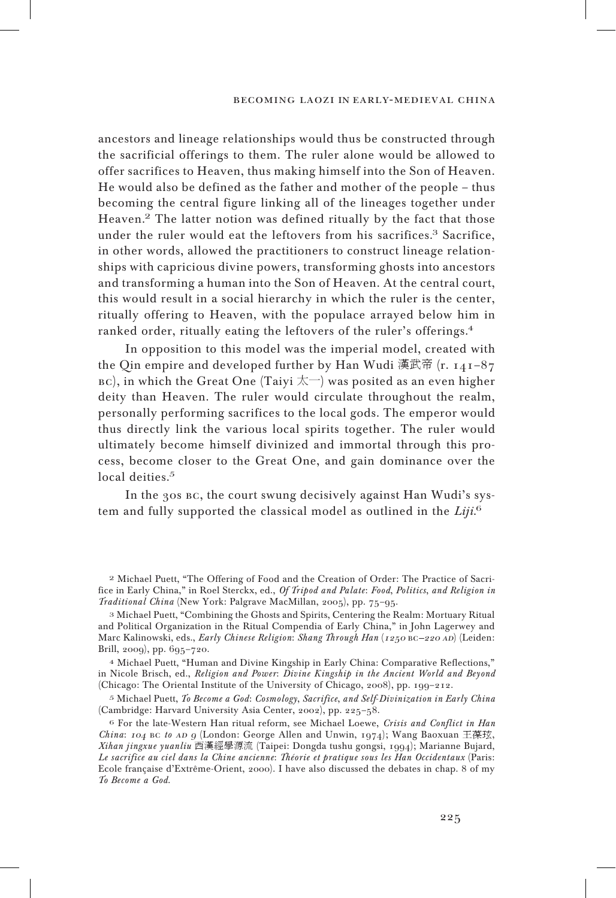ancestors and lineage relationships would thus be constructed through the sacrificial offerings to them. The ruler alone would be allowed to offer sacrifices to Heaven, thus making himself into the Son of Heaven. He would also be defined as the father and mother of the people – thus becoming the central figure linking all of the lineages together under Heaven.[2] The latter notion was defined ritually by the fact that those under the ruler would eat the leftovers from his sacrifices.[3] Sacrifice, in other words, allowed the practitioners to construct lineage relationships with capricious divine powers, transforming ghosts into ancestors and transforming a human into the Son of Heaven. At the central court, this would result in a social hierarchy in which the ruler is the center, ritually offering to Heaven, with the populace arrayed below him in ranked order, ritually eating the leftovers of the ruler's offerings.[4]

In opposition to this model was the imperial model, created with the Qin empire and developed further by Han Wudi 漢武帝 (r. 141–87 BC), in which the Great One (Taiyi 太一) was posited as an even higher deity than Heaven. The ruler would circulate throughout the realm, personally performing sacrifices to the local gods. The emperor would thus directly link the various local spirits together. The ruler would ultimately become himself divinized and immortal through this process, become closer to the Great One, and gain dominance over the local deities.[5]

In the 30s BC, the court swung decisively against Han Wudi's system and fully supported the classical model as outlined in the *Liji*.[6]

---

2 Michael Puett, "The Offering of Food and the Creation of Order: The Practice of Sacrifice in Early China," in Roel Sterckx, ed., *Of Tripod and Palate*: *Food*, *Politics*, *and Religion in Traditional China* (New York: Palgrave MacMillan, 2005), pp. 75–95.

3 Michael Puett, "Combining the Ghosts and Spirits, Centering the Realm: Mortuary Ritual and Political Organization in the Ritual Compendia of Early China," in John Lagerwey and Marc Kalinowski, eds., *Early Chinese Religion*: *Shang Through Han* (*1250 BC–220 AD*) (Leiden: Brill, 2009), pp. 695–720.

4 Michael Puett, "Human and Divine Kingship in Early China: Comparative Reflections," in Nicole Brisch, ed., *Religion and Power*: *Divine Kingship in the Ancient World and Beyond* (Chicago: The Oriental Institute of the University of Chicago, 2008), pp. 199–212.

5 Michael Puett, *To Become a God*: *Cosmology*, *Sacrifice*, *and Self-Divinization in Early China* (Cambridge: Harvard University Asia Center, 2002), pp. 225–58.

6 For the late-Western Han ritual reform, see Michael Loewe, *Crisis and Conflict in Han China*: *104 BC to AD 9* (London: George Allen and Unwin, 1974); Wang Baoxuan 王葆玹, *Xihan jingxue yuanliu* 西漢經學源流 (Taipei: Dongda tushu gongsi, 1994); Marianne Bujard, *Le sacrifice au ciel dans la Chine ancienne*: *Théorie et pratique sous les Han Occidentaux* (Paris: Ecole française d'Extrême-Orient, 2000). I have also discussed the debates in chap. 8 of my *To Become a God*.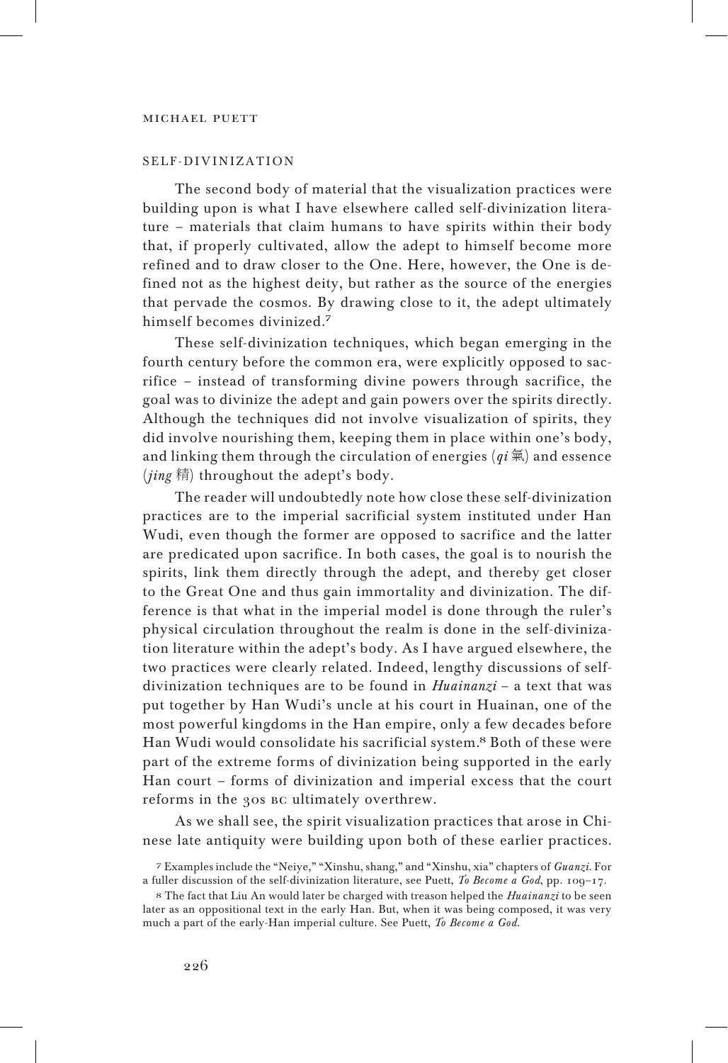## SELF-DIVINIZATION

The second body of material that the visualization practices were building upon is what I have elsewhere called self-divinization literature – materials that claim humans to have spirits within their body that, if properly cultivated, allow the adept to himself become more refined and to draw closer to the One. Here, however, the One is defined not as the highest deity, but rather as the source of the energies that pervade the cosmos. By drawing close to it, the adept ultimately himself becomes divinized.[7]

These self-divinization techniques, which began emerging in the fourth century before the common era, were explicitly opposed to sacrifice – instead of transforming divine powers through sacrifice, the goal was to divinize the adept and gain powers over the spirits directly. Although the techniques did not involve visualization of spirits, they did involve nourishing them, keeping them in place within one's body, and linking them through the circulation of energies (*qi* 氣) and essence (*jing* 精) throughout the adept's body.

The reader will undoubtedly note how close these self-divinization practices are to the imperial sacrificial system instituted under Han Wudi, even though the former are opposed to sacrifice and the latter are predicated upon sacrifice. In both cases, the goal is to nourish the spirits, link them directly through the adept, and thereby get closer to the Great One and thus gain immortality and divinization. The difference is that what in the imperial model is done through the ruler's physical circulation throughout the realm is done in the self-divinization literature within the adept's body. As I have argued elsewhere, the two practices were clearly related. Indeed, lengthy discussions of self-divinization techniques are to be found in *Huainanzi* – a text that was put together by Han Wudi's uncle at his court in Huainan, one of the most powerful kingdoms in the Han empire, only a few decades before Han Wudi would consolidate his sacrificial system.[8] Both of these were part of the extreme forms of divinization being supported in the early Han court – forms of divinization and imperial excess that the court reforms in the 30s BC ultimately overthrew.

As we shall see, the spirit visualization practices that arose in Chinese late antiquity were building upon both of these earlier practices.

---

7 Examples include the "Neiye," "Xinshu, shang," and "Xinshu, xia" chapters of *Guanzi*. For a fuller discussion of the self-divinization literature, see Puett, *To Become a God*, pp. 109–17.

8 The fact that Liu An would later be charged with treason helped the *Huainanzi* to be seen later as an oppositional text in the early Han. But, when it was being composed, it was very much a part of the early-Han imperial culture. See Puett, *To Become a God*.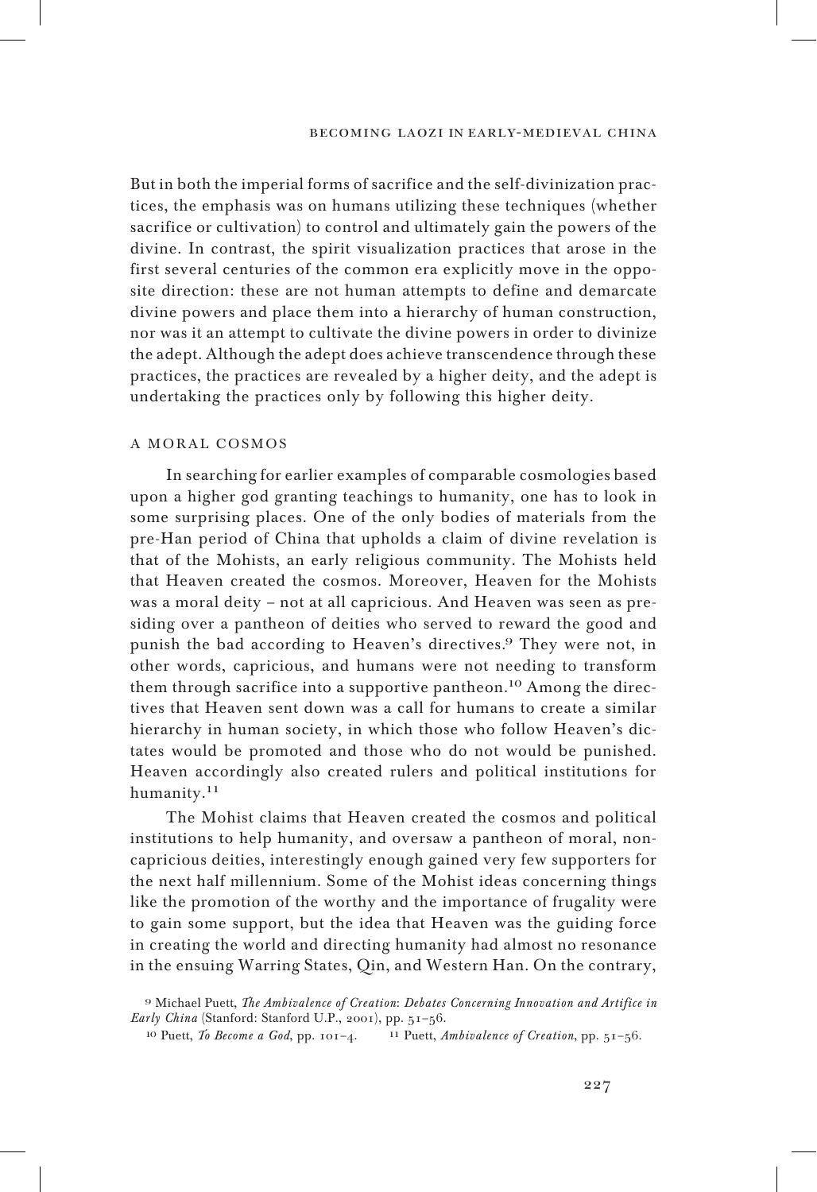But in both the imperial forms of sacrifice and the self-divinization practices, the emphasis was on humans utilizing these techniques (whether sacrifice or cultivation) to control and ultimately gain the powers of the divine. In contrast, the spirit visualization practices that arose in the first several centuries of the common era explicitly move in the opposite direction: these are not human attempts to define and demarcate divine powers and place them into a hierarchy of human construction, nor was it an attempt to cultivate the divine powers in order to divinize the adept. Although the adept does achieve transcendence through these practices, the practices are revealed by a higher deity, and the adept is undertaking the practices only by following this higher deity.

## A MORAL COSMOS

In searching for earlier examples of comparable cosmologies based upon a higher god granting teachings to humanity, one has to look in some surprising places. One of the only bodies of materials from the pre-Han period of China that upholds a claim of divine revelation is that of the Mohists, an early religious community. The Mohists held that Heaven created the cosmos. Moreover, Heaven for the Mohists was a moral deity – not at all capricious. And Heaven was seen as presiding over a pantheon of deities who served to reward the good and punish the bad according to Heaven's directives.[9] They were not, in other words, capricious, and humans were not needing to transform them through sacrifice into a supportive pantheon.[10] Among the directives that Heaven sent down was a call for humans to create a similar hierarchy in human society, in which those who follow Heaven's dictates would be promoted and those who do not would be punished. Heaven accordingly also created rulers and political institutions for humanity.[11]

The Mohist claims that Heaven created the cosmos and political institutions to help humanity, and oversaw a pantheon of moral, non-capricious deities, interestingly enough gained very few supporters for the next half millennium. Some of the Mohist ideas concerning things like the promotion of the worthy and the importance of frugality were to gain some support, but the idea that Heaven was the guiding force in creating the world and directing humanity had almost no resonance in the ensuing Warring States, Qin, and Western Han. On the contrary,

---

[9] Michael Puett, *The Ambivalence of Creation: Debates Concerning Innovation and Artifice in Early China* (Stanford: Stanford U.P., 2001), pp. 51–56.

[10] Puett, *To Become a God*, pp. 101–4.

[11] Puett, *Ambivalence of Creation*, pp. 51–56.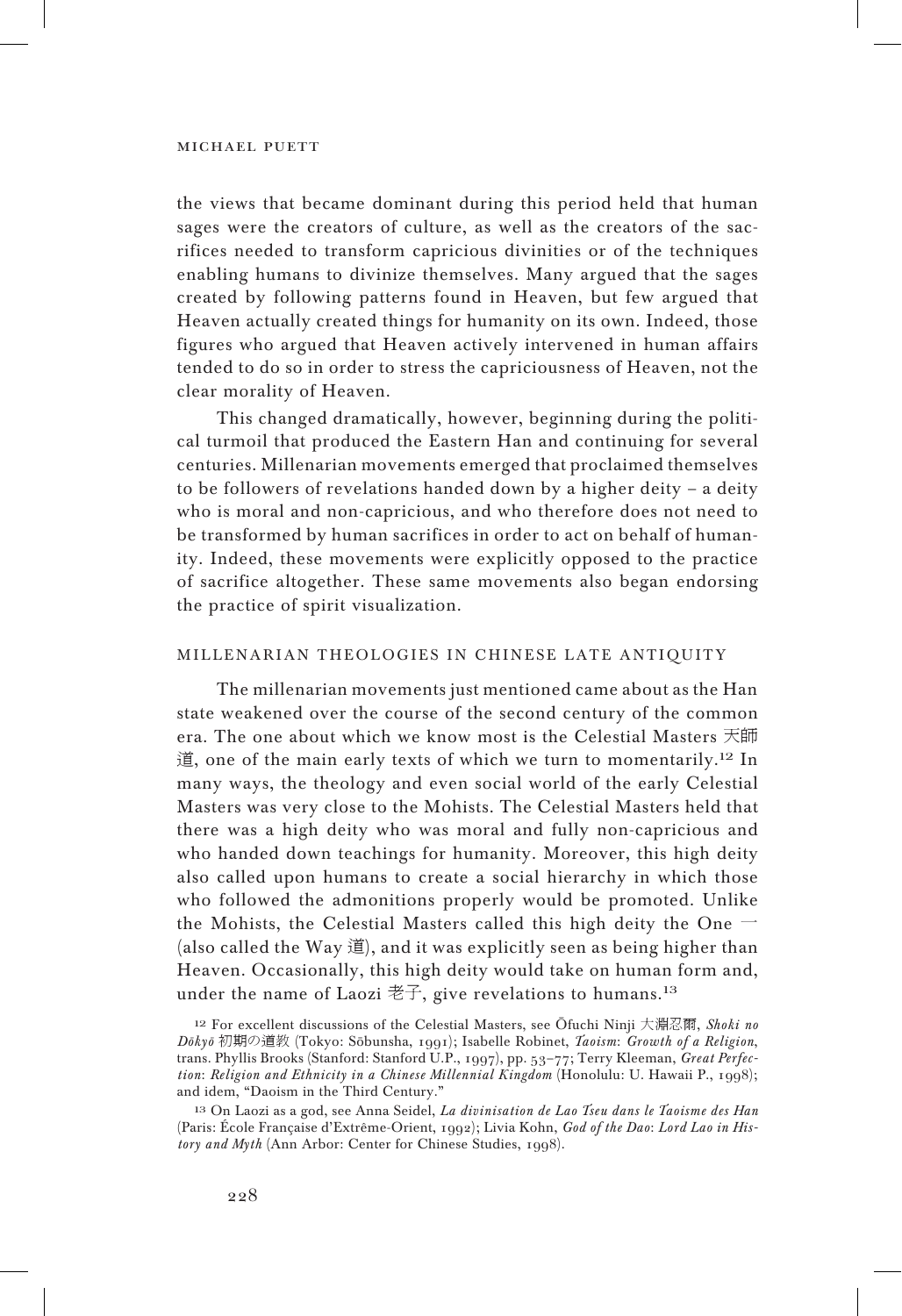the views that became dominant during this period held that human sages were the creators of culture, as well as the creators of the sacrifices needed to transform capricious divinities or of the techniques enabling humans to divinize themselves. Many argued that the sages created by following patterns found in Heaven, but few argued that Heaven actually created things for humanity on its own. Indeed, those figures who argued that Heaven actively intervened in human affairs tended to do so in order to stress the capriciousness of Heaven, not the clear morality of Heaven.

This changed dramatically, however, beginning during the political turmoil that produced the Eastern Han and continuing for several centuries. Millenarian movements emerged that proclaimed themselves to be followers of revelations handed down by a higher deity – a deity who is moral and non-capricious, and who therefore does not need to be transformed by human sacrifices in order to act on behalf of humanity. Indeed, these movements were explicitly opposed to the practice of sacrifice altogether. These same movements also began endorsing the practice of spirit visualization.

## MILLENARIAN THEOLOGIES IN CHINESE LATE ANTIQUITY

The millenarian movements just mentioned came about as the Han state weakened over the course of the second century of the common era. The one about which we know most is the Celestial Masters 天師道, one of the main early texts of which we turn to momentarily.[12] In many ways, the theology and even social world of the early Celestial Masters was very close to the Mohists. The Celestial Masters held that there was a high deity who was moral and fully non-capricious and who handed down teachings for humanity. Moreover, this high deity also called upon humans to create a social hierarchy in which those who followed the admonitions properly would be promoted. Unlike the Mohists, the Celestial Masters called this high deity the One 一 (also called the Way 道), and it was explicitly seen as being higher than Heaven. Occasionally, this high deity would take on human form and, under the name of Laozi 老子, give revelations to humans.[13]

[12] For excellent discussions of the Celestial Masters, see Ōfuchi Ninji 大淵忍爾, *Shoki no Dôkyô* 初期の道教 (Tokyo: Sōbunsha, 1991); Isabelle Robinet, *Taoism: Growth of a Religion*, trans. Phyllis Brooks (Stanford: Stanford U.P., 1997), pp. 53–77; Terry Kleeman, *Great Perfection: Religion and Ethnicity in a Chinese Millennial Kingdom* (Honolulu: U. Hawaii P., 1998); and idem, "Daoism in the Third Century."

[13] On Laozi as a god, see Anna Seidel, *La divinisation de Lao Tseu dans le Taoisme des Han* (Paris: École Française d'Extrême-Orient, 1992); Livia Kohn, *God of the Dao: Lord Lao in History and Myth* (Ann Arbor: Center for Chinese Studies, 1998).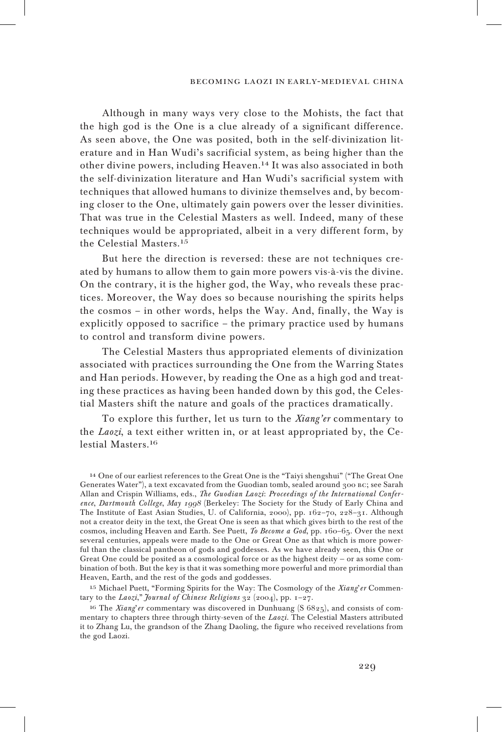Although in many ways very close to the Mohists, the fact that the high god is the One is a clue already of a significant difference. As seen above, the One was posited, both in the self-divinization literature and in Han Wudi's sacrificial system, as being higher than the other divine powers, including Heaven.[14] It was also associated in both the self-divinization literature and Han Wudi's sacrificial system with techniques that allowed humans to divinize themselves and, by becoming closer to the One, ultimately gain powers over the lesser divinities. That was true in the Celestial Masters as well. Indeed, many of these techniques would be appropriated, albeit in a very different form, by the Celestial Masters.[15]

But here the direction is reversed: these are not techniques created by humans to allow them to gain more powers vis-à-vis the divine. On the contrary, it is the higher god, the Way, who reveals these practices. Moreover, the Way does so because nourishing the spirits helps the cosmos – in other words, helps the Way. And, finally, the Way is explicitly opposed to sacrifice – the primary practice used by humans to control and transform divine powers.

The Celestial Masters thus appropriated elements of divinization associated with practices surrounding the One from the Warring States and Han periods. However, by reading the One as a high god and treating these practices as having been handed down by this god, the Celestial Masters shift the nature and goals of the practices dramatically.

To explore this further, let us turn to the *Xiang'er* commentary to the *Laozi*, a text either written in, or at least appropriated by, the Celestial Masters.[16]

---

[14] One of our earliest references to the Great One is the "Taiyi shengshui" ("The Great One Generates Water"), a text excavated from the Guodian tomb, sealed around 300 BC; see Sarah Allan and Crispin Williams, eds., *The Guodian Laozi: Proceedings of the International Conference, Dartmouth College, May 1998* (Berkeley: The Society for the Study of Early China and The Institute of East Asian Studies, U. of California, 2000), pp. 162–70, 228–31. Although not a creator deity in the text, the Great One is seen as that which gives birth to the rest of the cosmos, including Heaven and Earth. See Puett, *To Become a God*, pp. 160–65. Over the next several centuries, appeals were made to the One or Great One as that which is more powerful than the classical pantheon of gods and goddesses. As we have already seen, this One or Great One could be posited as a cosmological force or as the highest deity – or as some combination of both. But the key is that it was something more powerful and more primordial than Heaven, Earth, and the rest of the gods and goddesses.

[15] Michael Puett, "Forming Spirits for the Way: The Cosmology of the *Xiang'er* Commentary to the *Laozi*," *Journal of Chinese Religions* 32 (2004), pp. 1–27.

[16] The *Xiang'er* commentary was discovered in Dunhuang (S 6825), and consists of commentary to chapters three through thirty-seven of the *Laozi*. The Celestial Masters attributed it to Zhang Lu, the grandson of the Zhang Daoling, the figure who received revelations from the god Laozi.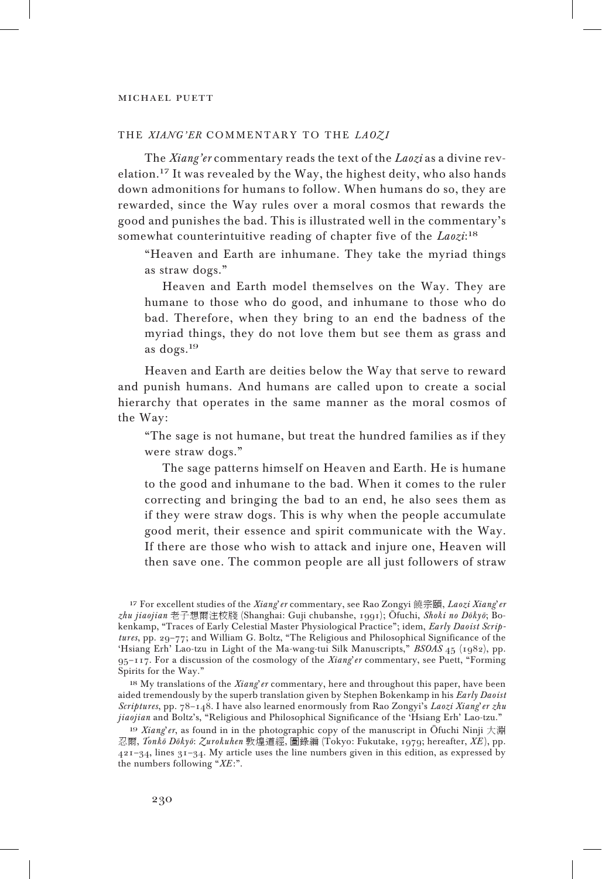## THE *XIANG'ER* COMMENTARY TO THE *LAOZI*

The *Xiang'er* commentary reads the text of the *Laozi* as a divine revelation.[17] It was revealed by the Way, the highest deity, who also hands down admonitions for humans to follow. When humans do so, they are rewarded, since the Way rules over a moral cosmos that rewards the good and punishes the bad. This is illustrated well in the commentary's somewhat counterintuitive reading of chapter five of the *Laozi*:[18]

> "Heaven and Earth are inhumane. They take the myriad things as straw dogs."
>
> Heaven and Earth model themselves on the Way. They are humane to those who do good, and inhumane to those who do bad. Therefore, when they bring to an end the badness of the myriad things, they do not love them but see them as grass and as dogs.[19]

Heaven and Earth are deities below the Way that serve to reward and punish humans. And humans are called upon to create a social hierarchy that operates in the same manner as the moral cosmos of the Way:

> "The sage is not humane, but treat the hundred families as if they were straw dogs."
>
> The sage patterns himself on Heaven and Earth. He is humane to the good and inhumane to the bad. When it comes to the ruler correcting and bringing the bad to an end, he also sees them as if they were straw dogs. This is why when the people accumulate good merit, their essence and spirit communicate with the Way. If there are those who wish to attack and injure one, Heaven will then save one. The common people are all just followers of straw

---

[17] For excellent studies of the *Xiang'er* commentary, see Rao Zongyi 饒宗頤, *Laozi Xiang'er zhu jiaojian* 老子想爾注校牋 (Shanghai: Guji chubanshe, 1991); Ōfuchi, *Shoki no Dōkyō*; Bokenkamp, "Traces of Early Celestial Master Physiological Practice"; idem, *Early Daoist Scriptures*, pp. 29–77; and William G. Boltz, "The Religious and Philosophical Significance of the 'Hsiang Erh' Lao-tzu in Light of the Ma-wang-tui Silk Manuscripts," *BSOAS* 45 (1982), pp. 95–117. For a discussion of the cosmology of the *Xiang'er* commentary, see Puett, "Forming Spirits for the Way."

[18] My translations of the *Xiang'er* commentary, here and throughout this paper, have been aided tremendously by the superb translation given by Stephen Bokenkamp in his *Early Daoist Scriptures*, pp. 78–148. I have also learned enormously from Rao Zongyi's *Laozi Xiang'er zhu jiaojian* and Boltz's, "Religious and Philosophical Significance of the 'Hsiang Erh' Lao-tzu."

[19] *Xiang'er*, as found in in the photographic copy of the manuscript in Ōfuchi Ninji 大淵忍爾, *Tonkō Dōkyō: Zurokuhen* 敦煌道經, 圖錄編 (Tokyo: Fukutake, 1979; hereafter, *XE*), pp. 421–34, lines 31–34. My article uses the line numbers given in this edition, as expressed by the numbers following "*XE*:".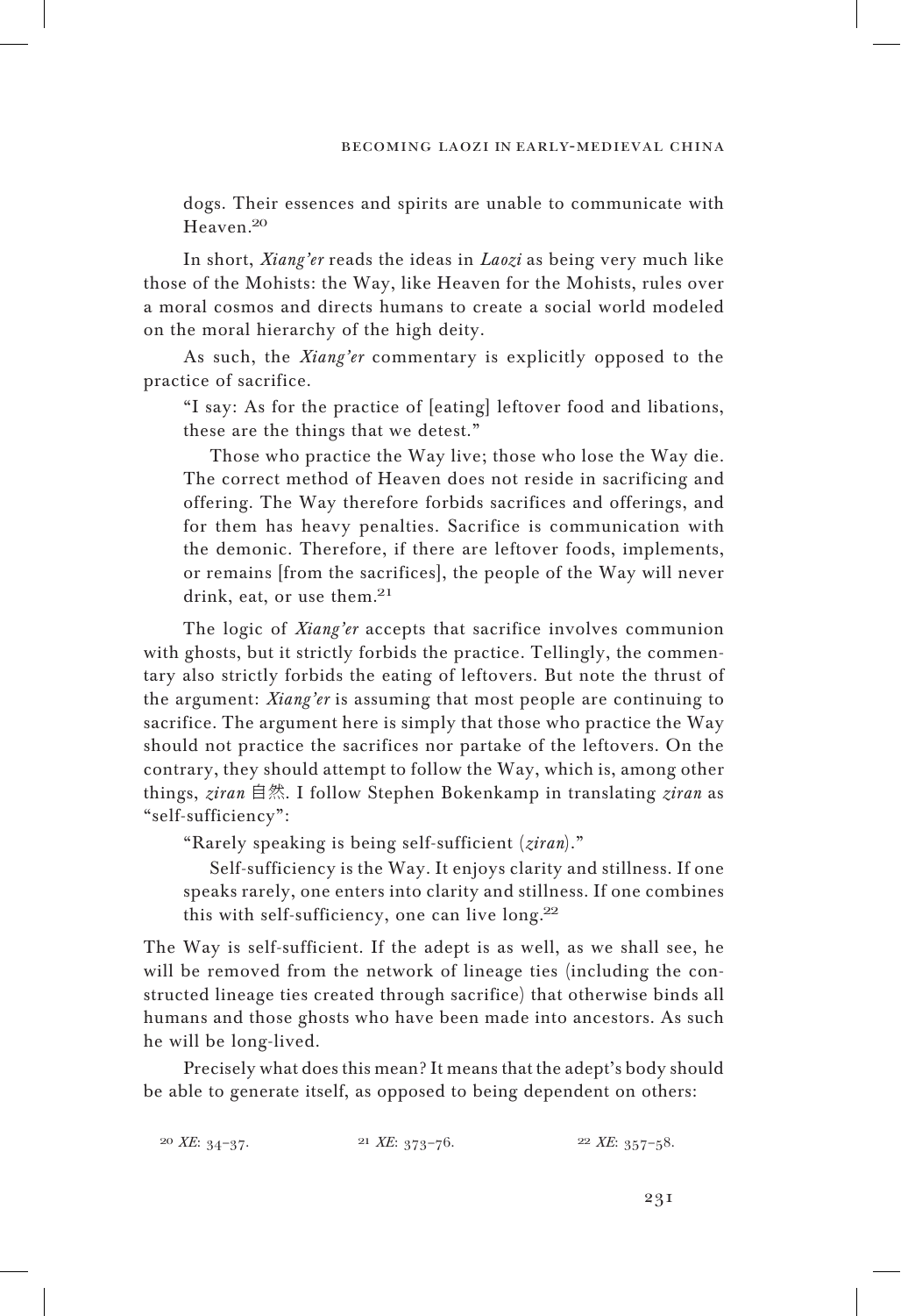dogs. Their essences and spirits are unable to communicate with Heaven.[20]

In short, *Xiang'er* reads the ideas in *Laozi* as being very much like those of the Mohists: the Way, like Heaven for the Mohists, rules over a moral cosmos and directs humans to create a social world modeled on the moral hierarchy of the high deity.

As such, the *Xiang'er* commentary is explicitly opposed to the practice of sacrifice.

> "I say: As for the practice of [eating] leftover food and libations, these are the things that we detest."
>
> Those who practice the Way live; those who lose the Way die. The correct method of Heaven does not reside in sacrificing and offering. The Way therefore forbids sacrifices and offerings, and for them has heavy penalties. Sacrifice is communication with the demonic. Therefore, if there are leftover foods, implements, or remains [from the sacrifices], the people of the Way will never drink, eat, or use them.[21]

The logic of *Xiang'er* accepts that sacrifice involves communion with ghosts, but it strictly forbids the practice. Tellingly, the commentary also strictly forbids the eating of leftovers. But note the thrust of the argument: *Xiang'er* is assuming that most people are continuing to sacrifice. The argument here is simply that those who practice the Way should not practice the sacrifices nor partake of the leftovers. On the contrary, they should attempt to follow the Way, which is, among other things, *ziran* 自然. I follow Stephen Bokenkamp in translating *ziran* as "self-sufficiency":

> "Rarely speaking is being self-sufficient (*ziran*)."
>
> Self-sufficiency is the Way. It enjoys clarity and stillness. If one speaks rarely, one enters into clarity and stillness. If one combines this with self-sufficiency, one can live long.[22]

The Way is self-sufficient. If the adept is as well, as we shall see, he will be removed from the network of lineage ties (including the constructed lineage ties created through sacrifice) that otherwise binds all humans and those ghosts who have been made into ancestors. As such he will be long-lived.

Precisely what does this mean? It means that the adept's body should be able to generate itself, as opposed to being dependent on others:

[20] *XE*: 34–37.

[21] *XE*: 373–76.

[22] *XE*: 357–58.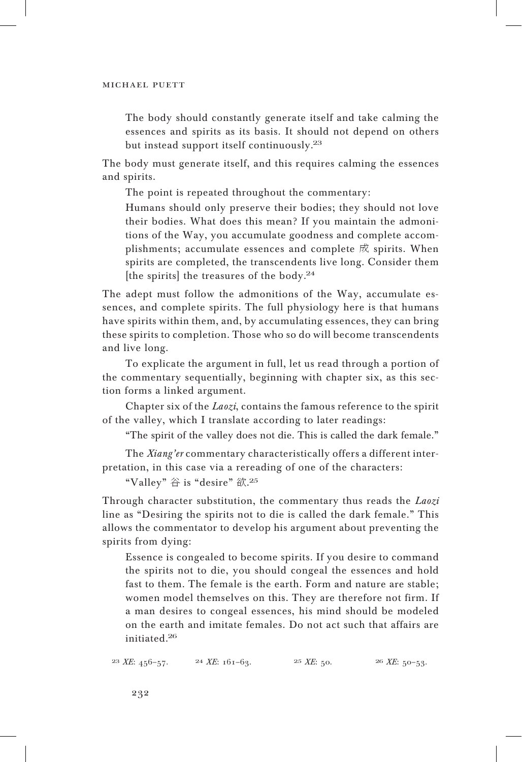> The body should constantly generate itself and take calming the essences and spirits as its basis. It should not depend on others but instead support itself continuously.[23]

The body must generate itself, and this requires calming the essences and spirits.

The point is repeated throughout the commentary:

> Humans should only preserve their bodies; they should not love their bodies. What does this mean? If you maintain the admonitions of the Way, you accumulate goodness and complete accomplishments; accumulate essences and complete 成 spirits. When spirits are completed, the transcendents live long. Consider them [the spirits] the treasures of the body.[24]

The adept must follow the admonitions of the Way, accumulate essences, and complete spirits. The full physiology here is that humans have spirits within them, and, by accumulating essences, they can bring these spirits to completion. Those who so do will become transcendents and live long.

To explicate the argument in full, let us read through a portion of the commentary sequentially, beginning with chapter six, as this section forms a linked argument.

Chapter six of the *Laozi*, contains the famous reference to the spirit of the valley, which I translate according to later readings:

> "The spirit of the valley does not die. This is called the dark female."

The *Xiang'er* commentary characteristically offers a different interpretation, in this case via a rereading of one of the characters:

> "Valley" 谷 is "desire" 欲.[25]

Through character substitution, the commentary thus reads the *Laozi* line as "Desiring the spirits not to die is called the dark female." This allows the commentator to develop his argument about preventing the spirits from dying:

> Essence is congealed to become spirits. If you desire to command the spirits not to die, you should congeal the essences and hold fast to them. The female is the earth. Form and nature are stable; women model themselves on this. They are therefore not firm. If a man desires to congeal essences, his mind should be modeled on the earth and imitate females. Do not act such that affairs are initiated.[26]

[23] *XE*: 456–57. [24] *XE*: 161–63. [25] *XE*: 50. [26] *XE*: 50–53.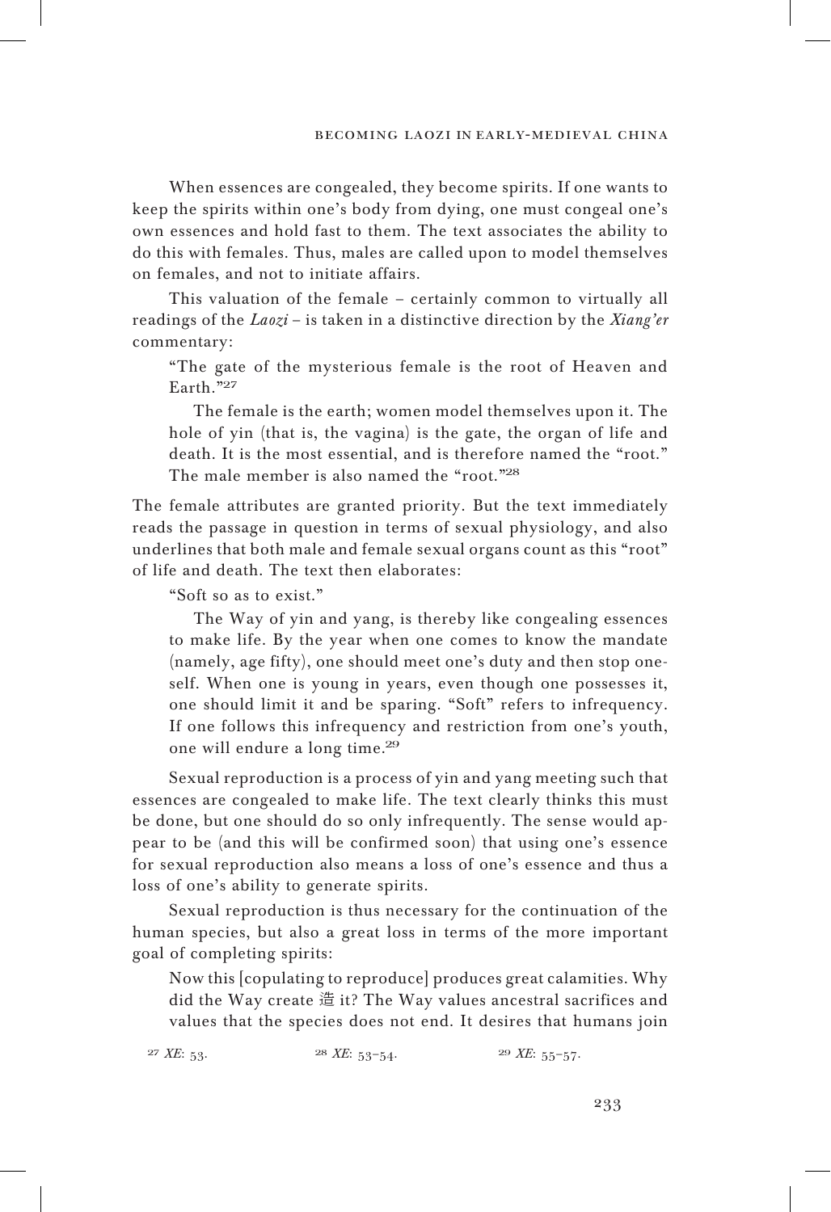When essences are congealed, they become spirits. If one wants to keep the spirits within one's body from dying, one must congeal one's own essences and hold fast to them. The text associates the ability to do this with females. Thus, males are called upon to model themselves on females, and not to initiate affairs.

This valuation of the female – certainly common to virtually all readings of the *Laozi* – is taken in a distinctive direction by the *Xiang'er* commentary:

> "The gate of the mysterious female is the root of Heaven and Earth."[27]
>
> The female is the earth; women model themselves upon it. The hole of yin (that is, the vagina) is the gate, the organ of life and death. It is the most essential, and is therefore named the "root." The male member is also named the "root."[28]

The female attributes are granted priority. But the text immediately reads the passage in question in terms of sexual physiology, and also underlines that both male and female sexual organs count as this "root" of life and death. The text then elaborates:

> "Soft so as to exist."
>
> The Way of yin and yang, is thereby like congealing essences to make life. By the year when one comes to know the mandate (namely, age fifty), one should meet one's duty and then stop oneself. When one is young in years, even though one possesses it, one should limit it and be sparing. "Soft" refers to infrequency. If one follows this infrequency and restriction from one's youth, one will endure a long time.[29]

Sexual reproduction is a process of yin and yang meeting such that essences are congealed to make life. The text clearly thinks this must be done, but one should do so only infrequently. The sense would appear to be (and this will be confirmed soon) that using one's essence for sexual reproduction also means a loss of one's essence and thus a loss of one's ability to generate spirits.

Sexual reproduction is thus necessary for the continuation of the human species, but also a great loss in terms of the more important goal of completing spirits:

> Now this [copulating to reproduce] produces great calamities. Why did the Way create 造 it? The Way values ancestral sacrifices and values that the species does not end. It desires that humans join

[27] *XE*: 53. [28] *XE*: 53–54. [29] *XE*: 55–57.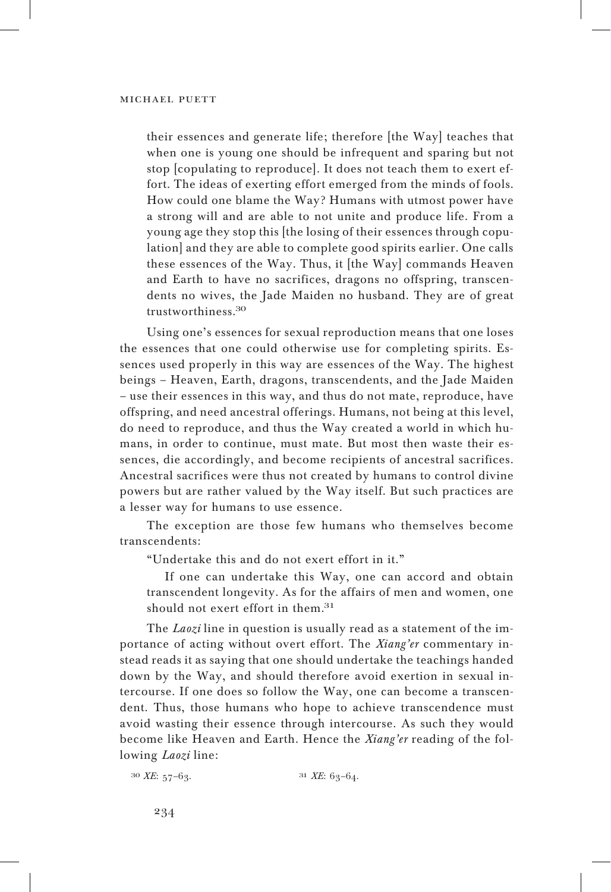> their essences and generate life; therefore [the Way] teaches that when one is young one should be infrequent and sparing but not stop [copulating to reproduce]. It does not teach them to exert effort. The ideas of exerting effort emerged from the minds of fools. How could one blame the Way? Humans with utmost power have a strong will and are able to not unite and produce life. From a young age they stop this [the losing of their essences through copulation] and they are able to complete good spirits earlier. One calls these essences of the Way. Thus, it [the Way] commands Heaven and Earth to have no sacrifices, dragons no offspring, transcendents no wives, the Jade Maiden no husband. They are of great trustworthiness.[30]

Using one's essences for sexual reproduction means that one loses the essences that one could otherwise use for completing spirits. Essences used properly in this way are essences of the Way. The highest beings – Heaven, Earth, dragons, transcendents, and the Jade Maiden – use their essences in this way, and thus do not mate, reproduce, have offspring, and need ancestral offerings. Humans, not being at this level, do need to reproduce, and thus the Way created a world in which humans, in order to continue, must mate. But most then waste their essences, die accordingly, and become recipients of ancestral sacrifices. Ancestral sacrifices were thus not created by humans to control divine powers but are rather valued by the Way itself. But such practices are a lesser way for humans to use essence.

The exception are those few humans who themselves become transcendents:

> "Undertake this and do not exert effort in it."
>
> If one can undertake this Way, one can accord and obtain transcendent longevity. As for the affairs of men and women, one should not exert effort in them.[31]

The *Laozi* line in question is usually read as a statement of the importance of acting without overt effort. The *Xiang'er* commentary instead reads it as saying that one should undertake the teachings handed down by the Way, and should therefore avoid exertion in sexual intercourse. If one does so follow the Way, one can become a transcendent. Thus, those humans who hope to achieve transcendence must avoid wasting their essence through intercourse. As such they would become like Heaven and Earth. Hence the *Xiang'er* reading of the following *Laozi* line:

[30] *XE*: 57–63.

[31] *XE*: 63–64.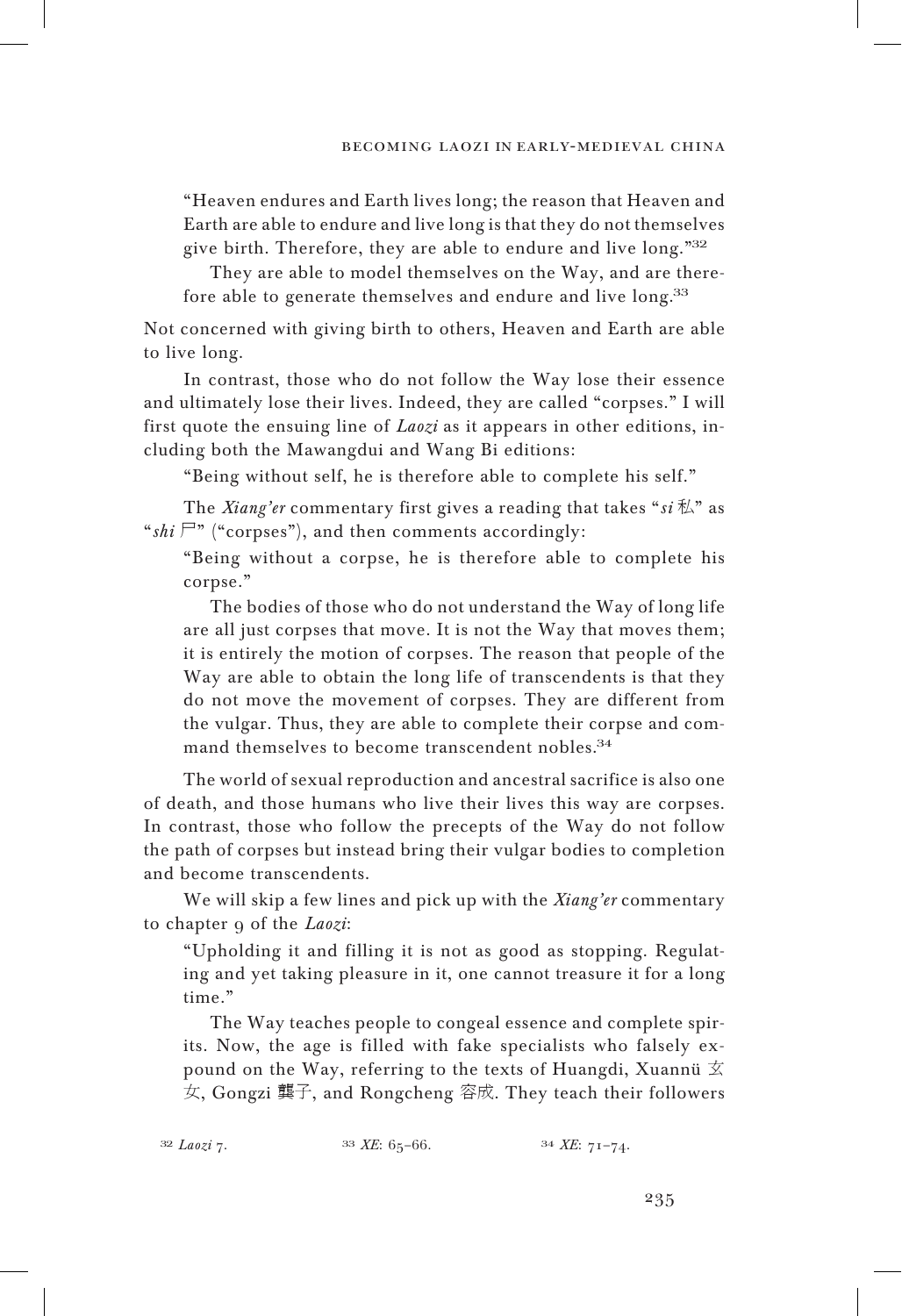"Heaven endures and Earth lives long; the reason that Heaven and Earth are able to endure and live long is that they do not themselves give birth. Therefore, they are able to endure and live long."[32]

> They are able to model themselves on the Way, and are therefore able to generate themselves and endure and live long.[33]

Not concerned with giving birth to others, Heaven and Earth are able to live long.

In contrast, those who do not follow the Way lose their essence and ultimately lose their lives. Indeed, they are called "corpses." I will first quote the ensuing line of *Laozi* as it appears in other editions, including both the Mawangdui and Wang Bi editions:

"Being without self, he is therefore able to complete his self."

The *Xiang'er* commentary first gives a reading that takes "*si* 私" as "*shi* 尸" ("corpses"), and then comments accordingly:

"Being without a corpse, he is therefore able to complete his corpse."

> The bodies of those who do not understand the Way of long life are all just corpses that move. It is not the Way that moves them; it is entirely the motion of corpses. The reason that people of the Way are able to obtain the long life of transcendents is that they do not move the movement of corpses. They are different from the vulgar. Thus, they are able to complete their corpse and command themselves to become transcendent nobles.[34]

The world of sexual reproduction and ancestral sacrifice is also one of death, and those humans who live their lives this way are corpses. In contrast, those who follow the precepts of the Way do not follow the path of corpses but instead bring their vulgar bodies to completion and become transcendents.

We will skip a few lines and pick up with the *Xiang'er* commentary to chapter 9 of the *Laozi*:

"Upholding it and filling it is not as good as stopping. Regulating and yet taking pleasure in it, one cannot treasure it for a long time."

> The Way teaches people to congeal essence and complete spirits. Now, the age is filled with fake specialists who falsely expound on the Way, referring to the texts of Huangdi, Xuannü 玄女, Gongzi 龔子, and Rongcheng 容成. They teach their followers

[32] *Laozi* 7. [33] *XE*: 65–66. [34] *XE*: 71–74.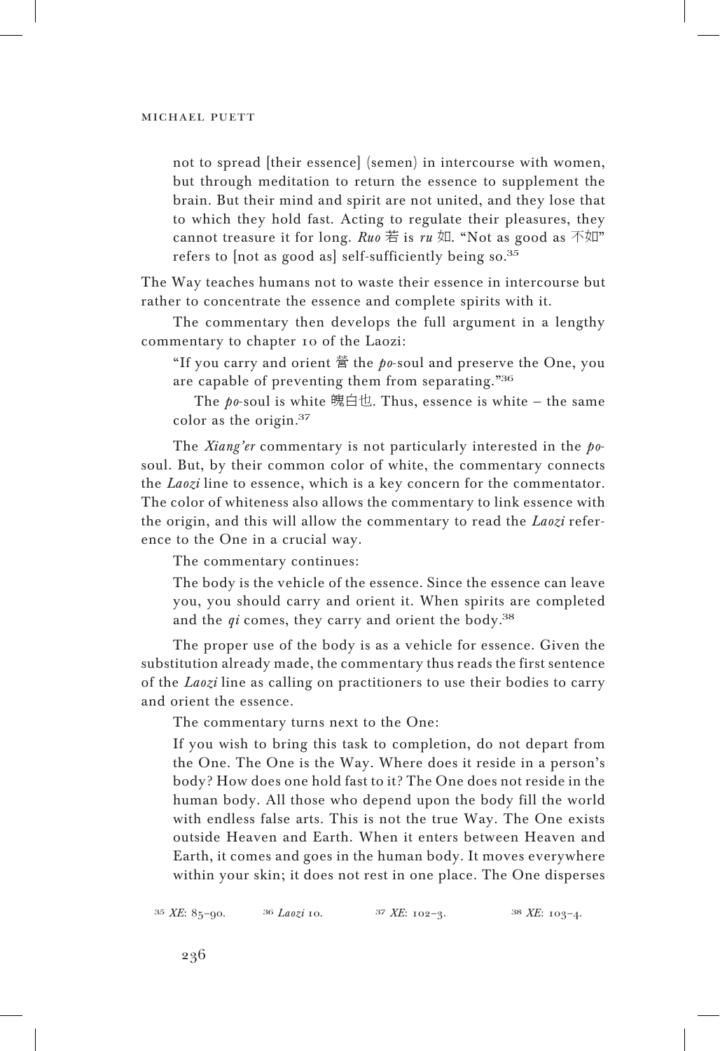not to spread [their essence] (semen) in intercourse with women, but through meditation to return the essence to supplement the brain. But their mind and spirit are not united, and they lose that to which they hold fast. Acting to regulate their pleasures, they cannot treasure it for long. *Ruo* 若 is *ru* 如. "Not as good as 不如" refers to [not as good as] self-sufficiently being so.[35]

The Way teaches humans not to waste their essence in intercourse but rather to concentrate the essence and complete spirits with it.

The commentary then develops the full argument in a lengthy commentary to chapter 10 of the Laozi:

> "If you carry and orient 營 the *po*-soul and preserve the One, you are capable of preventing them from separating."[36]
>
> The *po*-soul is white 魄白也. Thus, essence is white – the same color as the origin.[37]

The *Xiang'er* commentary is not particularly interested in the *po*-soul. But, by their common color of white, the commentary connects the *Laozi* line to essence, which is a key concern for the commentator. The color of whiteness also allows the commentary to link essence with the origin, and this will allow the commentary to read the *Laozi* reference to the One in a crucial way.

The commentary continues:

> The body is the vehicle of the essence. Since the essence can leave you, you should carry and orient it. When spirits are completed and the *qi* comes, they carry and orient the body.[38]

The proper use of the body is as a vehicle for essence. Given the substitution already made, the commentary thus reads the first sentence of the *Laozi* line as calling on practitioners to use their bodies to carry and orient the essence.

The commentary turns next to the One:

> If you wish to bring this task to completion, do not depart from the One. The One is the Way. Where does it reside in a person's body? How does one hold fast to it? The One does not reside in the human body. All those who depend upon the body fill the world with endless false arts. This is not the true Way. The One exists outside Heaven and Earth. When it enters between Heaven and Earth, it comes and goes in the human body. It moves everywhere within your skin; it does not rest in one place. The One disperses

[35] *XE*: 85–90. [36] *Laozi* 10. [37] *XE*: 102–3. [38] *XE*: 103–4.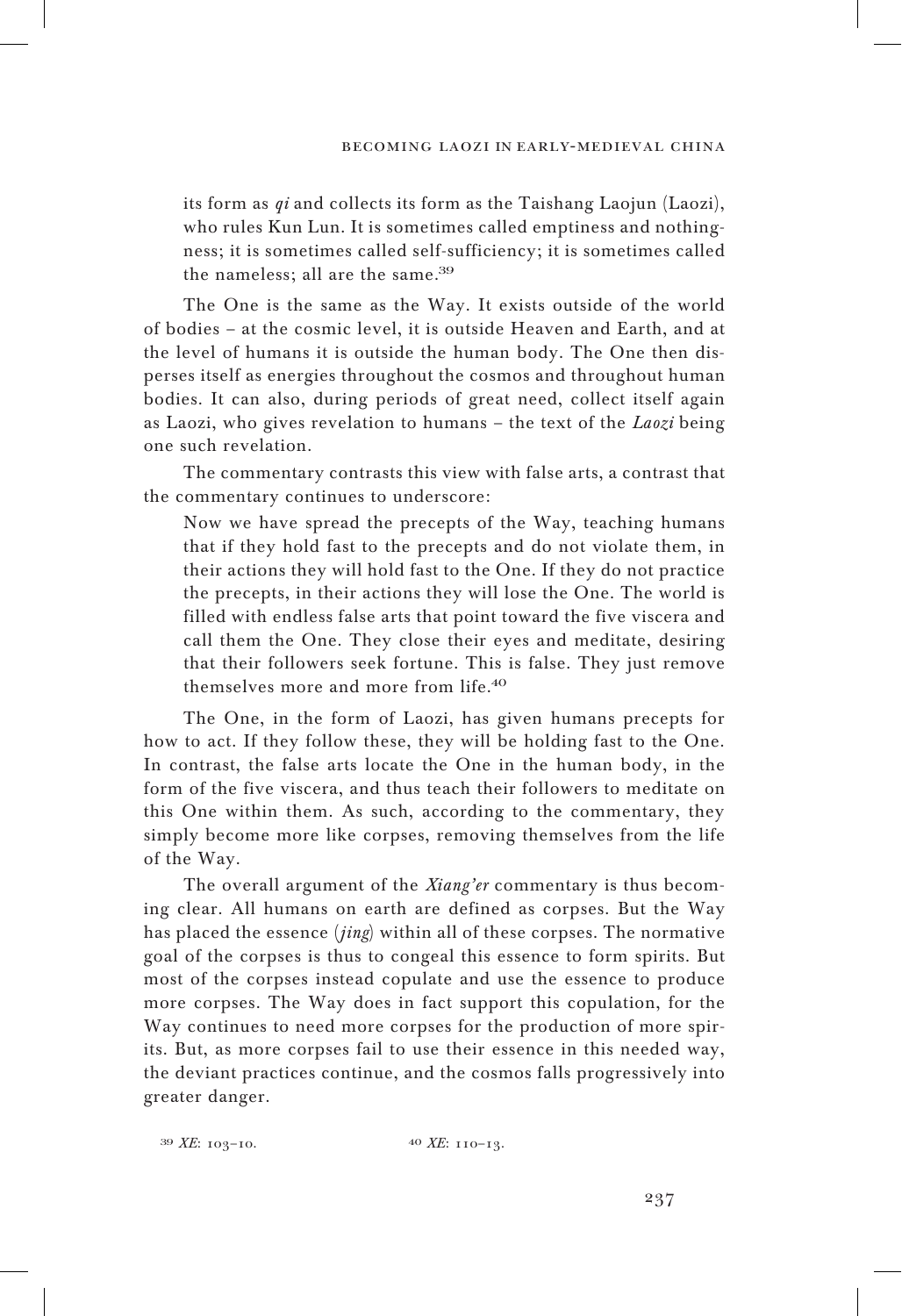its form as *qi* and collects its form as the Taishang Laojun (Laozi), who rules Kun Lun. It is sometimes called emptiness and nothingness; it is sometimes called self-sufficiency; it is sometimes called the nameless; all are the same.[39]

The One is the same as the Way. It exists outside of the world of bodies – at the cosmic level, it is outside Heaven and Earth, and at the level of humans it is outside the human body. The One then disperses itself as energies throughout the cosmos and throughout human bodies. It can also, during periods of great need, collect itself again as Laozi, who gives revelation to humans – the text of the *Laozi* being one such revelation.

The commentary contrasts this view with false arts, a contrast that the commentary continues to underscore:

> Now we have spread the precepts of the Way, teaching humans that if they hold fast to the precepts and do not violate them, in their actions they will hold fast to the One. If they do not practice the precepts, in their actions they will lose the One. The world is filled with endless false arts that point toward the five viscera and call them the One. They close their eyes and meditate, desiring that their followers seek fortune. This is false. They just remove themselves more and more from life.[40]

The One, in the form of Laozi, has given humans precepts for how to act. If they follow these, they will be holding fast to the One. In contrast, the false arts locate the One in the human body, in the form of the five viscera, and thus teach their followers to meditate on this One within them. As such, according to the commentary, they simply become more like corpses, removing themselves from the life of the Way.

The overall argument of the *Xiang'er* commentary is thus becoming clear. All humans on earth are defined as corpses. But the Way has placed the essence (*jing*) within all of these corpses. The normative goal of the corpses is thus to congeal this essence to form spirits. But most of the corpses instead copulate and use the essence to produce more corpses. The Way does in fact support this copulation, for the Way continues to need more corpses for the production of more spirits. But, as more corpses fail to use their essence in this needed way, the deviant practices continue, and the cosmos falls progressively into greater danger.

[39] *XE*: 103–10.

[40] *XE*: 110–13.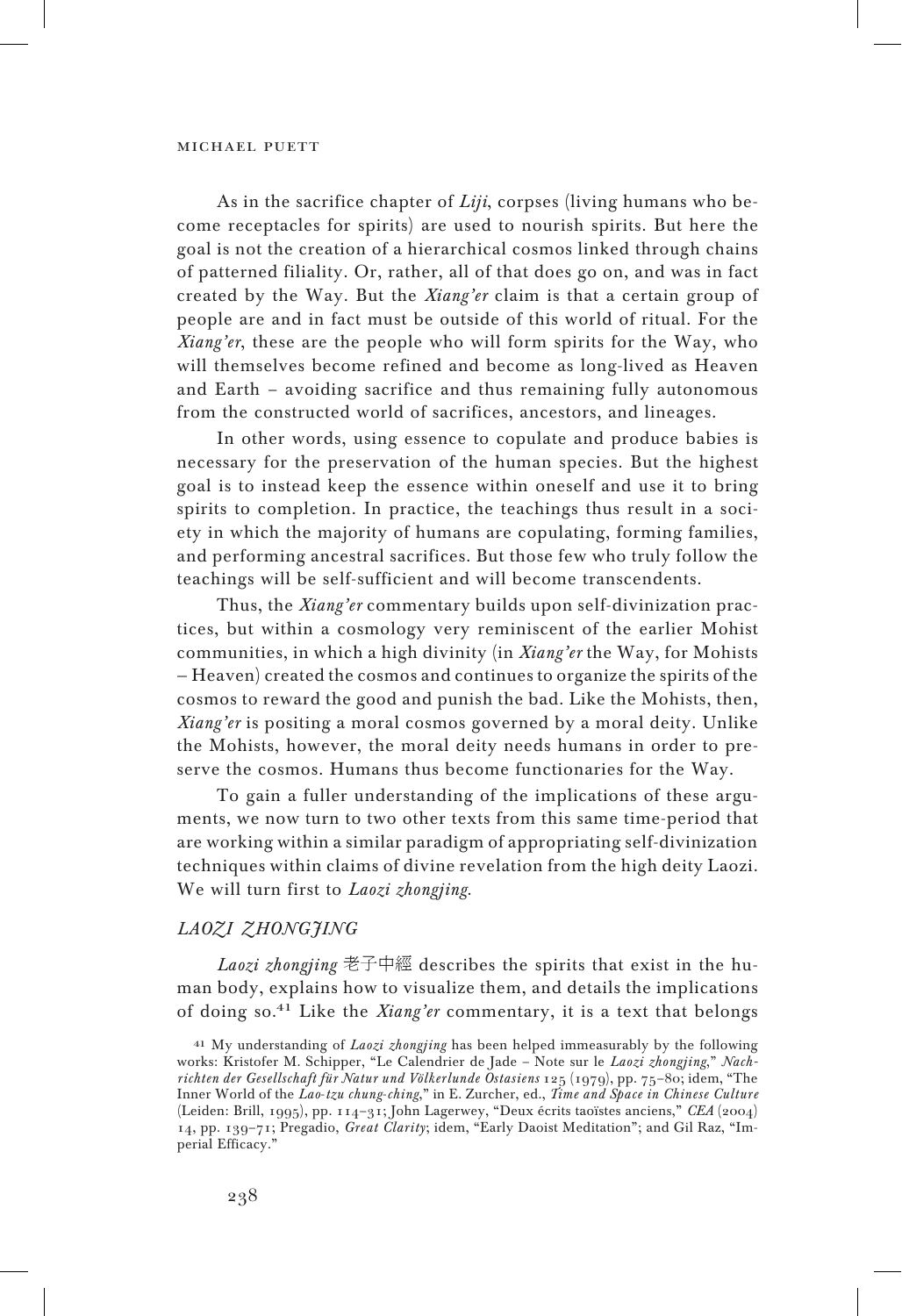As in the sacrifice chapter of *Liji*, corpses (living humans who become receptacles for spirits) are used to nourish spirits. But here the goal is not the creation of a hierarchical cosmos linked through chains of patterned filiality. Or, rather, all of that does go on, and was in fact created by the Way. But the *Xiang'er* claim is that a certain group of people are and in fact must be outside of this world of ritual. For the *Xiang'er*, these are the people who will form spirits for the Way, who will themselves become refined and become as long-lived as Heaven and Earth – avoiding sacrifice and thus remaining fully autonomous from the constructed world of sacrifices, ancestors, and lineages.

In other words, using essence to copulate and produce babies is necessary for the preservation of the human species. But the highest goal is to instead keep the essence within oneself and use it to bring spirits to completion. In practice, the teachings thus result in a society in which the majority of humans are copulating, forming families, and performing ancestral sacrifices. But those few who truly follow the teachings will be self-sufficient and will become transcendents.

Thus, the *Xiang'er* commentary builds upon self-divinization practices, but within a cosmology very reminiscent of the earlier Mohist communities, in which a high divinity (in *Xiang'er* the Way, for Mohists – Heaven) created the cosmos and continues to organize the spirits of the cosmos to reward the good and punish the bad. Like the Mohists, then, *Xiang'er* is positing a moral cosmos governed by a moral deity. Unlike the Mohists, however, the moral deity needs humans in order to preserve the cosmos. Humans thus become functionaries for the Way.

To gain a fuller understanding of the implications of these arguments, we now turn to two other texts from this same time-period that are working within a similar paradigm of appropriating self-divinization techniques within claims of divine revelation from the high deity Laozi. We will turn first to *Laozi zhongjing*.

## *LAOZI ZHONGJING*

*Laozi zhongjing* 老子中經 describes the spirits that exist in the human body, explains how to visualize them, and details the implications of doing so.[41] Like the *Xiang'er* commentary, it is a text that belongs

[41] My understanding of *Laozi zhongjing* has been helped immeasurably by the following works: Kristofer M. Schipper, "Le Calendrier de Jade – Note sur le *Laozi zhongjing*," *Nachrichten der Gesellschaft für Natur und Völkerlunde Ostasiens* 125 (1979), pp. 75–80; idem, "The Inner World of the *Lao-tzu chung-ching*," in E. Zurcher, ed., *Time and Space in Chinese Culture* (Leiden: Brill, 1995), pp. 114–31; John Lagerwey, "Deux écrits taoïstes anciens," *CEA* (2004) 14, pp. 139–71; Pregadio, *Great Clarity*; idem, "Early Daoist Meditation"; and Gil Raz, "Imperial Efficacy."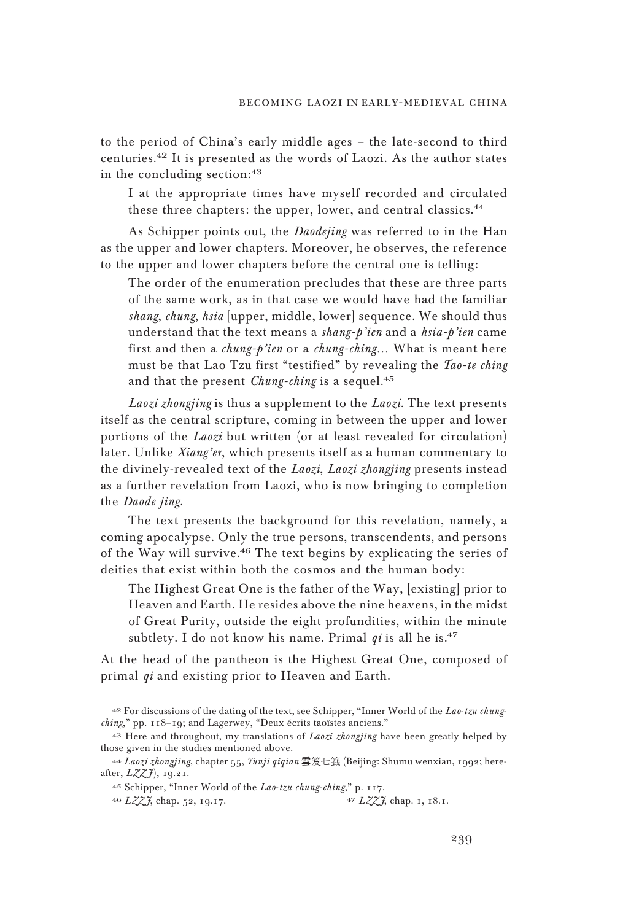to the period of China's early middle ages – the late-second to third centuries.[42] It is presented as the words of Laozi. As the author states in the concluding section:[43]

> I at the appropriate times have myself recorded and circulated these three chapters: the upper, lower, and central classics.[44]

As Schipper points out, the *Daodejing* was referred to in the Han as the upper and lower chapters. Moreover, he observes, the reference to the upper and lower chapters before the central one is telling:

> The order of the enumeration precludes that these are three parts of the same work, as in that case we would have had the familiar *shang*, *chung*, *hsia* [upper, middle, lower] sequence. We should thus understand that the text means a *shang-p'ien* and a *hsia-p'ien* came first and then a *chung-p'ien* or a *chung-ching*... What is meant here must be that Lao Tzu first "testified" by revealing the *Tao-te ching* and that the present *Chung-ching* is a sequel.[45]

*Laozi zhongjing* is thus a supplement to the *Laozi*. The text presents itself as the central scripture, coming in between the upper and lower portions of the *Laozi* but written (or at least revealed for circulation) later. Unlike *Xiang'er*, which presents itself as a human commentary to the divinely-revealed text of the *Laozi*, *Laozi zhongjing* presents instead as a further revelation from Laozi, who is now bringing to completion the *Daode jing*.

The text presents the background for this revelation, namely, a coming apocalypse. Only the true persons, transcendents, and persons of the Way will survive.[46] The text begins by explicating the series of deities that exist within both the cosmos and the human body:

> The Highest Great One is the father of the Way, [existing] prior to Heaven and Earth. He resides above the nine heavens, in the midst of Great Purity, outside the eight profundities, within the minute subtlety. I do not know his name. Primal *qi* is all he is.[47]

At the head of the pantheon is the Highest Great One, composed of primal *qi* and existing prior to Heaven and Earth.

---

[42] For discussions of the dating of the text, see Schipper, "Inner World of the *Lao-tzu chung-ching*," pp. 118–19; and Lagerwey, "Deux écrits taoïstes anciens."

[43] Here and throughout, my translations of *Laozi zhongjing* have been greatly helped by those given in the studies mentioned above.

[44] *Laozi zhongjing*, chapter 55, *Yunji qiqian* 雲笈七籤 (Beijing: Shumu wenxian, 1992; hereafter, *LZZJ*), 19.21.

[45] Schipper, "Inner World of the *Lao-tzu chung-ching*," p. 117.

[46] *LZZJ*, chap. 52, 19.17.

[47] *LZZJ*, chap. 1, 18.1.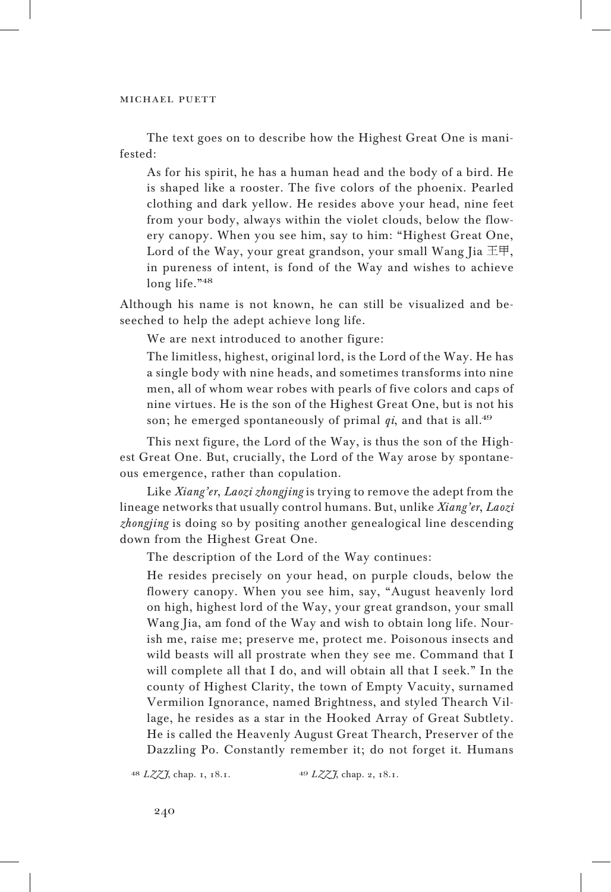The text goes on to describe how the Highest Great One is manifested:

> As for his spirit, he has a human head and the body of a bird. He is shaped like a rooster. The five colors of the phoenix. Pearled clothing and dark yellow. He resides above your head, nine feet from your body, always within the violet clouds, below the flowery canopy. When you see him, say to him: "Highest Great One, Lord of the Way, your great grandson, your small Wang Jia 王甲, in pureness of intent, is fond of the Way and wishes to achieve long life."[48]

Although his name is not known, he can still be visualized and beseeched to help the adept achieve long life.

We are next introduced to another figure:

> The limitless, highest, original lord, is the Lord of the Way. He has a single body with nine heads, and sometimes transforms into nine men, all of whom wear robes with pearls of five colors and caps of nine virtues. He is the son of the Highest Great One, but is not his son; he emerged spontaneously of primal *qi*, and that is all.[49]

This next figure, the Lord of the Way, is thus the son of the Highest Great One. But, crucially, the Lord of the Way arose by spontaneous emergence, rather than copulation.

Like *Xiang'er*, *Laozi zhongjing* is trying to remove the adept from the lineage networks that usually control humans. But, unlike *Xiang'er*, *Laozi zhongjing* is doing so by positing another genealogical line descending down from the Highest Great One.

The description of the Lord of the Way continues:

> He resides precisely on your head, on purple clouds, below the flowery canopy. When you see him, say, "August heavenly lord on high, highest lord of the Way, your great grandson, your small Wang Jia, am fond of the Way and wish to obtain long life. Nourish me, raise me; preserve me, protect me. Poisonous insects and wild beasts will all prostrate when they see me. Command that I will complete all that I do, and will obtain all that I seek." In the county of Highest Clarity, the town of Empty Vacuity, surnamed Vermilion Ignorance, named Brightness, and styled Thearch Village, he resides as a star in the Hooked Array of Great Subtlety. He is called the Heavenly August Great Thearch, Preserver of the Dazzling Po. Constantly remember it; do not forget it. Humans

[48] *LZZJ*, chap. 1, 18.1.

[49] *LZZJ*, chap. 2, 18.1.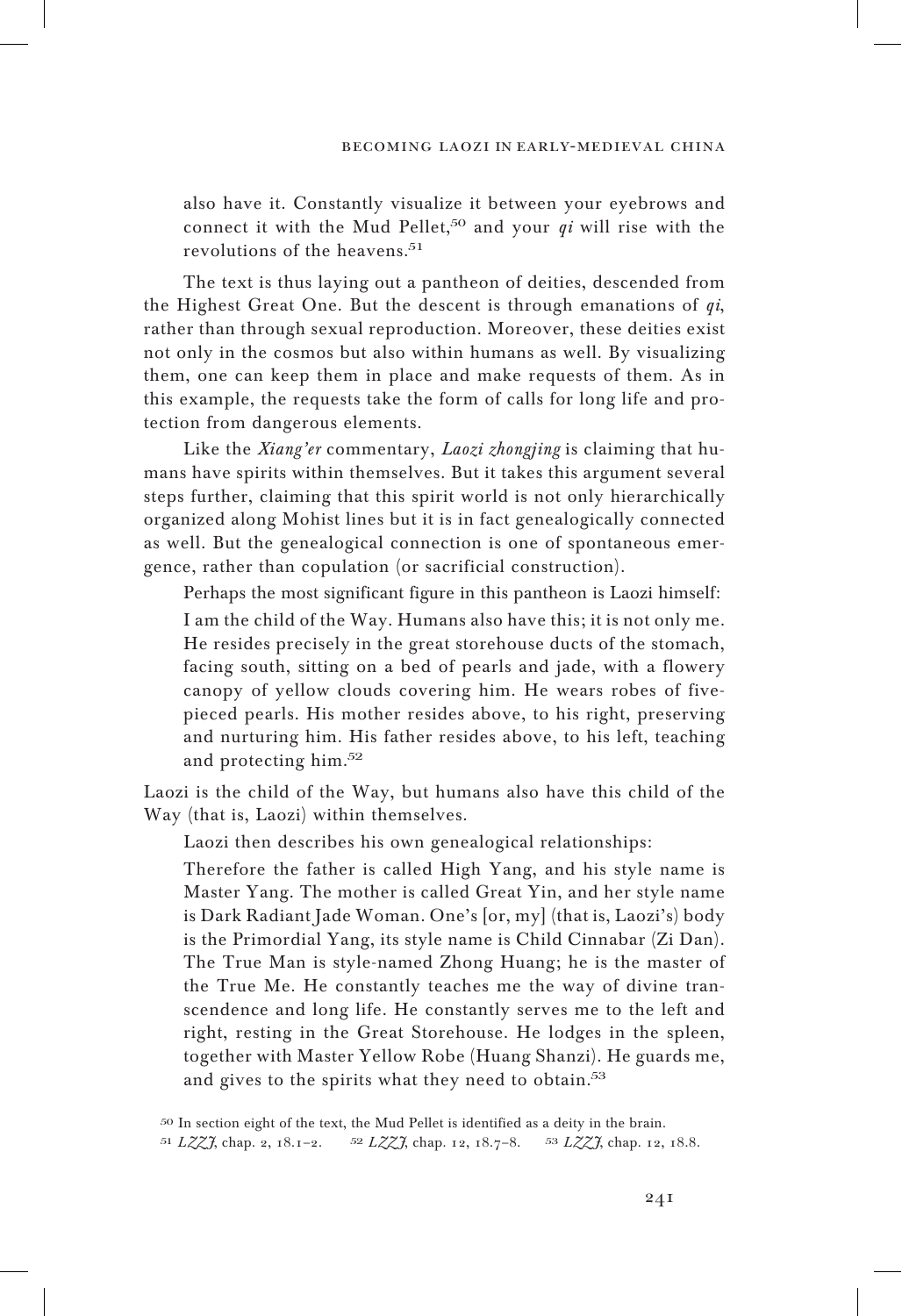also have it. Constantly visualize it between your eyebrows and connect it with the Mud Pellet,[50] and your *qi* will rise with the revolutions of the heavens.[51]

The text is thus laying out a pantheon of deities, descended from the Highest Great One. But the descent is through emanations of *qi*, rather than through sexual reproduction. Moreover, these deities exist not only in the cosmos but also within humans as well. By visualizing them, one can keep them in place and make requests of them. As in this example, the requests take the form of calls for long life and protection from dangerous elements.

Like the *Xiang'er* commentary, *Laozi zhongjing* is claiming that humans have spirits within themselves. But it takes this argument several steps further, claiming that this spirit world is not only hierarchically organized along Mohist lines but it is in fact genealogically connected as well. But the genealogical connection is one of spontaneous emergence, rather than copulation (or sacrificial construction).

Perhaps the most significant figure in this pantheon is Laozi himself:

> I am the child of the Way. Humans also have this; it is not only me. He resides precisely in the great storehouse ducts of the stomach, facing south, sitting on a bed of pearls and jade, with a flowery canopy of yellow clouds covering him. He wears robes of five-pieced pearls. His mother resides above, to his right, preserving and nurturing him. His father resides above, to his left, teaching and protecting him.[52]

Laozi is the child of the Way, but humans also have this child of the Way (that is, Laozi) within themselves.

Laozi then describes his own genealogical relationships:

> Therefore the father is called High Yang, and his style name is Master Yang. The mother is called Great Yin, and her style name is Dark Radiant Jade Woman. One's [or, my] (that is, Laozi's) body is the Primordial Yang, its style name is Child Cinnabar (Zi Dan). The True Man is style-named Zhong Huang; he is the master of the True Me. He constantly teaches me the way of divine transcendence and long life. He constantly serves me to the left and right, resting in the Great Storehouse. He lodges in the spleen, together with Master Yellow Robe (Huang Shanzi). He guards me, and gives to the spirits what they need to obtain.[53]

---

[50] In section eight of the text, the Mud Pellet is identified as a deity in the brain.

[51] *LZZJ*, chap. 2, 18.1–2.

[52] *LZZJ*, chap. 12, 18.7–8.

[53] *LZZJ*, chap. 12, 18.8.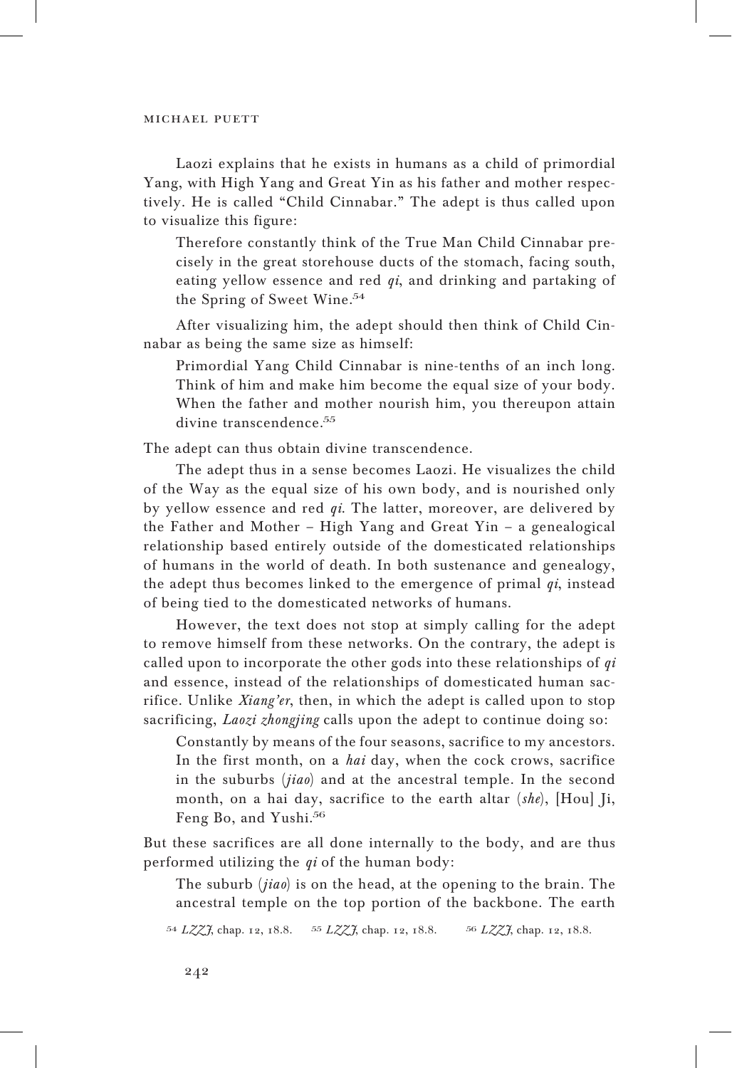Laozi explains that he exists in humans as a child of primordial Yang, with High Yang and Great Yin as his father and mother respectively. He is called "Child Cinnabar." The adept is thus called upon to visualize this figure:

> Therefore constantly think of the True Man Child Cinnabar precisely in the great storehouse ducts of the stomach, facing south, eating yellow essence and red *qi*, and drinking and partaking of the Spring of Sweet Wine.[54]

After visualizing him, the adept should then think of Child Cinnabar as being the same size as himself:

> Primordial Yang Child Cinnabar is nine-tenths of an inch long. Think of him and make him become the equal size of your body. When the father and mother nourish him, you thereupon attain divine transcendence.[55]

The adept can thus obtain divine transcendence.

The adept thus in a sense becomes Laozi. He visualizes the child of the Way as the equal size of his own body, and is nourished only by yellow essence and red *qi*. The latter, moreover, are delivered by the Father and Mother – High Yang and Great Yin – a genealogical relationship based entirely outside of the domesticated relationships of humans in the world of death. In both sustenance and genealogy, the adept thus becomes linked to the emergence of primal *qi*, instead of being tied to the domesticated networks of humans.

However, the text does not stop at simply calling for the adept to remove himself from these networks. On the contrary, the adept is called upon to incorporate the other gods into these relationships of *qi* and essence, instead of the relationships of domesticated human sacrifice. Unlike *Xiang'er*, then, in which the adept is called upon to stop sacrificing, *Laozi zhongjing* calls upon the adept to continue doing so:

> Constantly by means of the four seasons, sacrifice to my ancestors. In the first month, on a *hai* day, when the cock crows, sacrifice in the suburbs (*jiao*) and at the ancestral temple. In the second month, on a hai day, sacrifice to the earth altar (*she*), [Hou] Ji, Feng Bo, and Yushi.[56]

But these sacrifices are all done internally to the body, and are thus performed utilizing the *qi* of the human body:

> The suburb (*jiao*) is on the head, at the opening to the brain. The ancestral temple on the top portion of the backbone. The earth

[54] *LZZJ*, chap. 12, 18.8. [55] *LZZJ*, chap. 12, 18.8. [56] *LZZJ*, chap. 12, 18.8.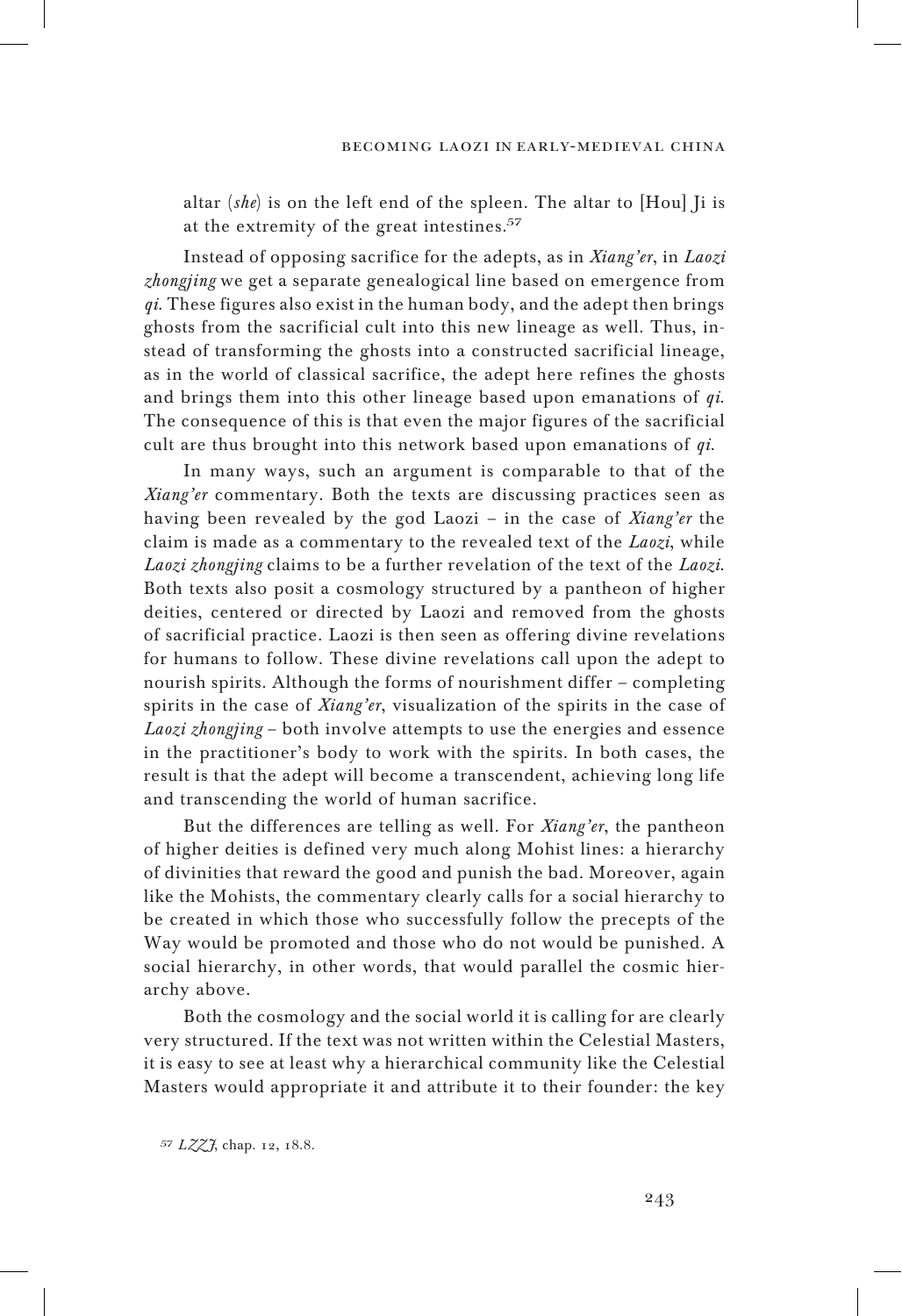altar (*she*) is on the left end of the spleen. The altar to [Hou] Ji is at the extremity of the great intestines.[57]

Instead of opposing sacrifice for the adepts, as in *Xiang'er*, in *Laozi zhongjing* we get a separate genealogical line based on emergence from *qi*. These figures also exist in the human body, and the adept then brings ghosts from the sacrificial cult into this new lineage as well. Thus, instead of transforming the ghosts into a constructed sacrificial lineage, as in the world of classical sacrifice, the adept here refines the ghosts and brings them into this other lineage based upon emanations of *qi*. The consequence of this is that even the major figures of the sacrificial cult are thus brought into this network based upon emanations of *qi*.

In many ways, such an argument is comparable to that of the *Xiang'er* commentary. Both the texts are discussing practices seen as having been revealed by the god Laozi – in the case of *Xiang'er* the claim is made as a commentary to the revealed text of the *Laozi*, while *Laozi zhongjing* claims to be a further revelation of the text of the *Laozi*. Both texts also posit a cosmology structured by a pantheon of higher deities, centered or directed by Laozi and removed from the ghosts of sacrificial practice. Laozi is then seen as offering divine revelations for humans to follow. These divine revelations call upon the adept to nourish spirits. Although the forms of nourishment differ – completing spirits in the case of *Xiang'er*, visualization of the spirits in the case of *Laozi zhongjing* – both involve attempts to use the energies and essence in the practitioner's body to work with the spirits. In both cases, the result is that the adept will become a transcendent, achieving long life and transcending the world of human sacrifice.

But the differences are telling as well. For *Xiang'er*, the pantheon of higher deities is defined very much along Mohist lines: a hierarchy of divinities that reward the good and punish the bad. Moreover, again like the Mohists, the commentary clearly calls for a social hierarchy to be created in which those who successfully follow the precepts of the Way would be promoted and those who do not would be punished. A social hierarchy, in other words, that would parallel the cosmic hierarchy above.

Both the cosmology and the social world it is calling for are clearly very structured. If the text was not written within the Celestial Masters, it is easy to see at least why a hierarchical community like the Celestial Masters would appropriate it and attribute it to their founder: the key

[57] *LZZJ*, chap. 12, 18.8.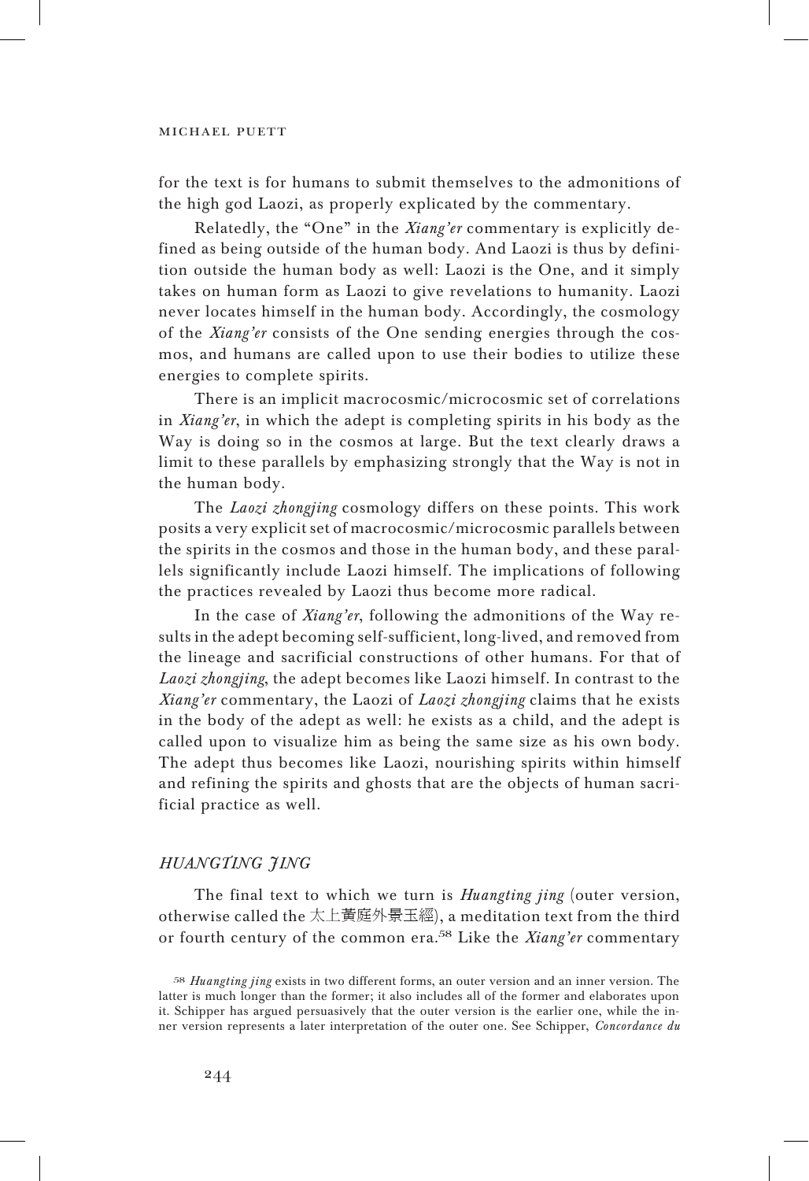for the text is for humans to submit themselves to the admonitions of the high god Laozi, as properly explicated by the commentary.

Relatedly, the "One" in the *Xiang'er* commentary is explicitly defined as being outside of the human body. And Laozi is thus by definition outside the human body as well: Laozi is the One, and it simply takes on human form as Laozi to give revelations to humanity. Laozi never locates himself in the human body. Accordingly, the cosmology of the *Xiang'er* consists of the One sending energies through the cosmos, and humans are called upon to use their bodies to utilize these energies to complete spirits.

There is an implicit macrocosmic/microcosmic set of correlations in *Xiang'er*, in which the adept is completing spirits in his body as the Way is doing so in the cosmos at large. But the text clearly draws a limit to these parallels by emphasizing strongly that the Way is not in the human body.

The *Laozi zhongjing* cosmology differs on these points. This work posits a very explicit set of macrocosmic/microcosmic parallels between the spirits in the cosmos and those in the human body, and these parallels significantly include Laozi himself. The implications of following the practices revealed by Laozi thus become more radical.

In the case of *Xiang'er*, following the admonitions of the Way results in the adept becoming self-sufficient, long-lived, and removed from the lineage and sacrificial constructions of other humans. For that of *Laozi zhongjing*, the adept becomes like Laozi himself. In contrast to the *Xiang'er* commentary, the Laozi of *Laozi zhongjing* claims that he exists in the body of the adept as well: he exists as a child, and the adept is called upon to visualize him as being the same size as his own body. The adept thus becomes like Laozi, nourishing spirits within himself and refining the spirits and ghosts that are the objects of human sacrificial practice as well.

## *HUANGTING JING*

The final text to which we turn is *Huangting jing* (outer version, otherwise called the 太上黃庭外景玉經), a meditation text from the third or fourth century of the common era.[58] Like the *Xiang'er* commentary

[58] *Huangting jing* exists in two different forms, an outer version and an inner version. The latter is much longer than the former; it also includes all of the former and elaborates upon it. Schipper has argued persuasively that the outer version is the earlier one, while the inner version represents a later interpretation of the outer one. See Schipper, *Concordance du*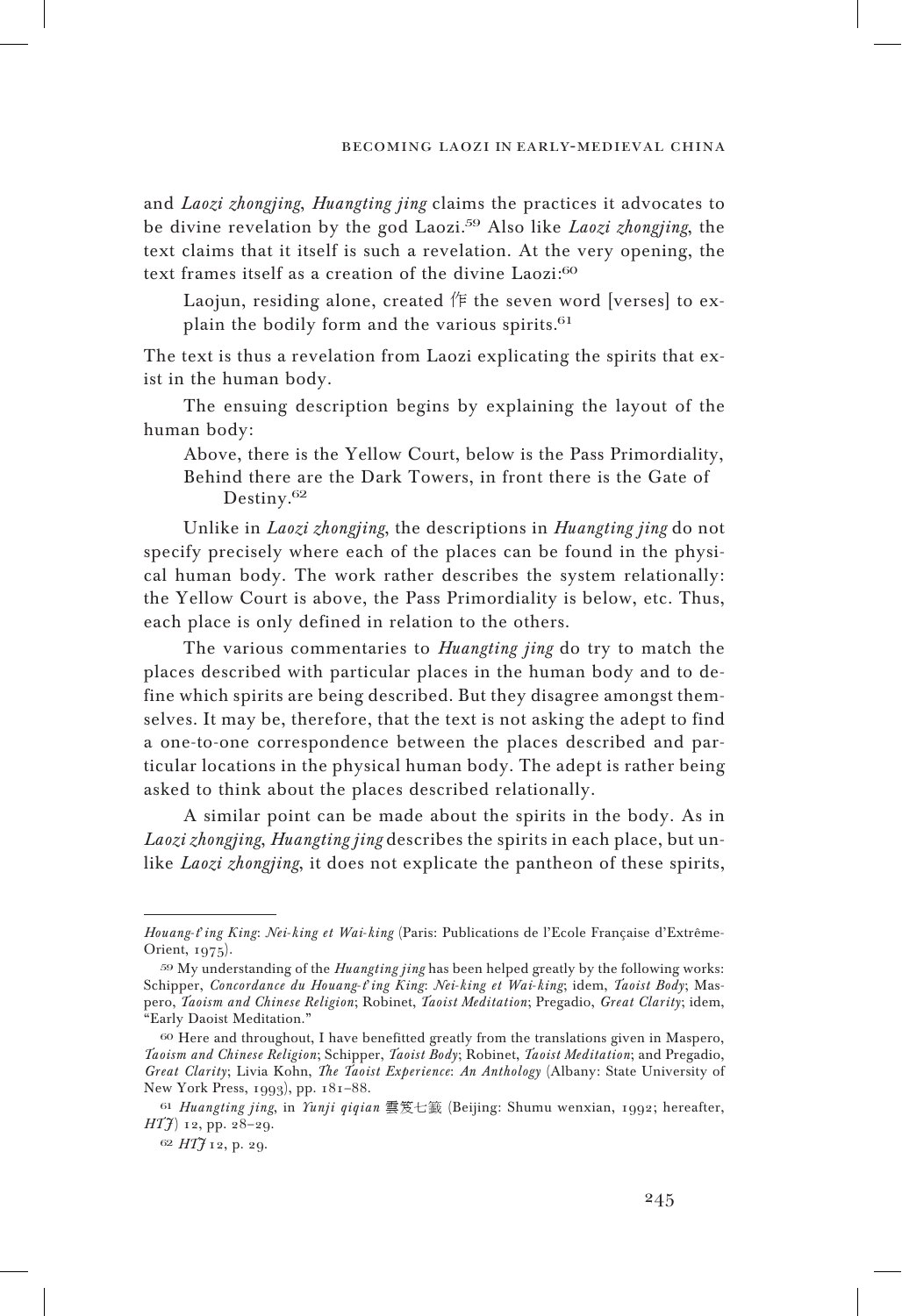and *Laozi zhongjing*, *Huangting jing* claims the practices it advocates to be divine revelation by the god Laozi.[59] Also like *Laozi zhongjing*, the text claims that it itself is such a revelation. At the very opening, the text frames itself as a creation of the divine Laozi:[60]

> Laojun, residing alone, created 作 the seven word [verses] to explain the bodily form and the various spirits.[61]

The text is thus a revelation from Laozi explicating the spirits that exist in the human body.

The ensuing description begins by explaining the layout of the human body:

> Above, there is the Yellow Court, below is the Pass Primordiality,
> Behind there are the Dark Towers, in front there is the Gate of Destiny.[62]

Unlike in *Laozi zhongjing*, the descriptions in *Huangting jing* do not specify precisely where each of the places can be found in the physical human body. The work rather describes the system relationally: the Yellow Court is above, the Pass Primordiality is below, etc. Thus, each place is only defined in relation to the others.

The various commentaries to *Huangting jing* do try to match the places described with particular places in the human body and to define which spirits are being described. But they disagree amongst themselves. It may be, therefore, that the text is not asking the adept to find a one-to-one correspondence between the places described and particular locations in the physical human body. The adept is rather being asked to think about the places described relationally.

A similar point can be made about the spirits in the body. As in *Laozi zhongjing*, *Huangting jing* describes the spirits in each place, but unlike *Laozi zhongjing*, it does not explicate the pantheon of these spirits,

---

*Houang-t'ing King*: *Nei-king et Wai-king* (Paris: Publications de l'Ecole Française d'Extrême-Orient, 1975).

59 My understanding of the *Huangting jing* has been helped greatly by the following works: Schipper, *Concordance du Houang-t'ing King*: *Nei-king et Wai-king*; idem, *Taoist Body*; Maspero, *Taoism and Chinese Religion*; Robinet, *Taoist Meditation*; Pregadio, *Great Clarity*; idem, "Early Daoist Meditation."

60 Here and throughout, I have benefitted greatly from the translations given in Maspero, *Taoism and Chinese Religion*; Schipper, *Taoist Body*; Robinet, *Taoist Meditation*; and Pregadio, *Great Clarity*; Livia Kohn, *The Taoist Experience*: *An Anthology* (Albany: State University of New York Press, 1993), pp. 181–88.

61 *Huangting jing*, in *Yunji qiqian* 雲笈七籤 (Beijing: Shumu wenxian, 1992; hereafter, *HTJ*) 12, pp. 28–29.

62 *HTJ* 12, p. 29.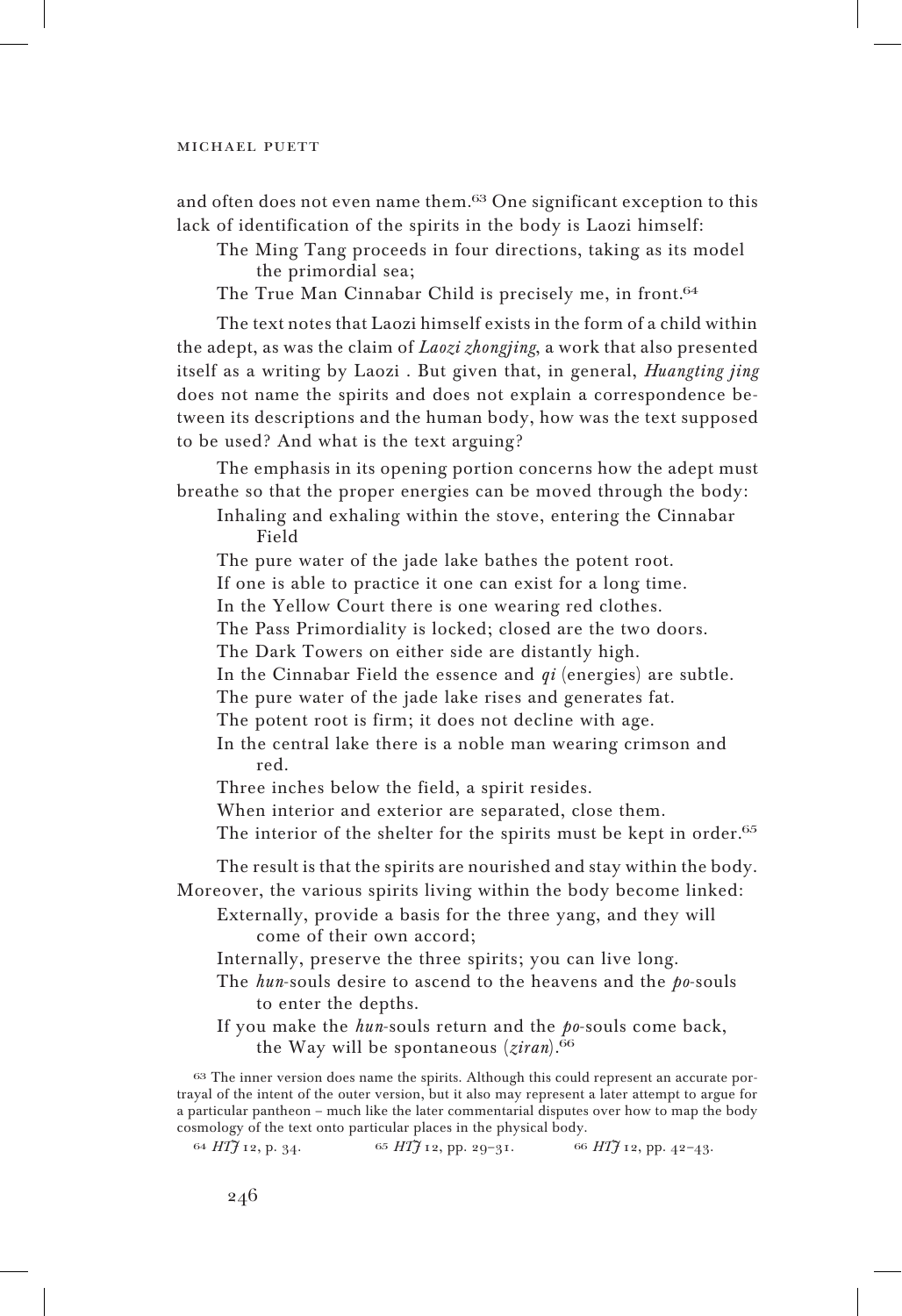and often does not even name them.[63] One significant exception to this lack of identification of the spirits in the body is Laozi himself:

> The Ming Tang proceeds in four directions, taking as its model the primordial sea;
> The True Man Cinnabar Child is precisely me, in front.[64]

The text notes that Laozi himself exists in the form of a child within the adept, as was the claim of *Laozi zhongjing*, a work that also presented itself as a writing by Laozi . But given that, in general, *Huangting jing* does not name the spirits and does not explain a correspondence between its descriptions and the human body, how was the text supposed to be used? And what is the text arguing?

The emphasis in its opening portion concerns how the adept must breathe so that the proper energies can be moved through the body:

> Inhaling and exhaling within the stove, entering the Cinnabar Field
> The pure water of the jade lake bathes the potent root.
> If one is able to practice it one can exist for a long time.
> In the Yellow Court there is one wearing red clothes.
> The Pass Primordiality is locked; closed are the two doors.
> The Dark Towers on either side are distantly high.
> In the Cinnabar Field the essence and *qi* (energies) are subtle.
> The pure water of the jade lake rises and generates fat.
> The potent root is firm; it does not decline with age.
> In the central lake there is a noble man wearing crimson and red.
> Three inches below the field, a spirit resides.
> When interior and exterior are separated, close them.
> The interior of the shelter for the spirits must be kept in order.[65]

The result is that the spirits are nourished and stay within the body. Moreover, the various spirits living within the body become linked:

> Externally, provide a basis for the three yang, and they will come of their own accord;
> Internally, preserve the three spirits; you can live long.
> The *hun*-souls desire to ascend to the heavens and the *po*-souls to enter the depths.
> If you make the *hun*-souls return and the *po*-souls come back, the Way will be spontaneous (*ziran*).[66]

---

[63] The inner version does name the spirits. Although this could represent an accurate portrayal of the intent of the outer version, but it also may represent a later attempt to argue for a particular pantheon – much like the later commentarial disputes over how to map the body cosmology of the text onto particular places in the physical body.

[64] *HTJ* 12, p. 34.

[65] *HTJ* 12, pp. 29–31.

[66] *HTJ* 12, pp. 42–43.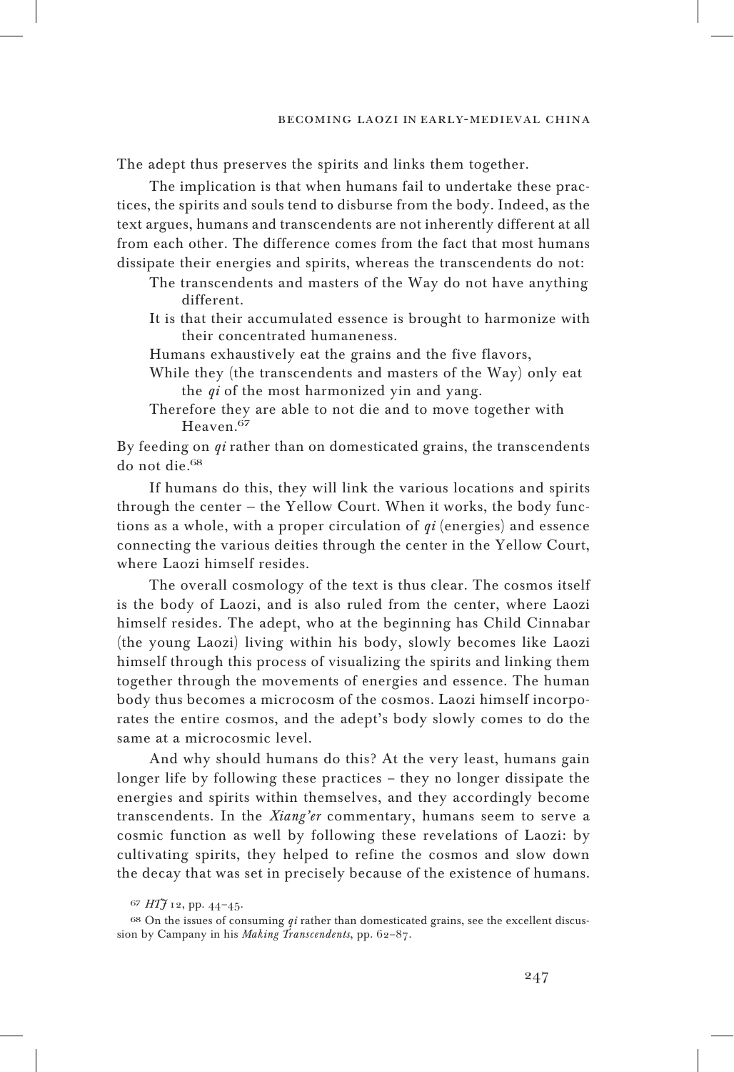The adept thus preserves the spirits and links them together.

The implication is that when humans fail to undertake these practices, the spirits and souls tend to disburse from the body. Indeed, as the text argues, humans and transcendents are not inherently different at all from each other. The difference comes from the fact that most humans dissipate their energies and spirits, whereas the transcendents do not:

> The transcendents and masters of the Way do not have anything different.
> It is that their accumulated essence is brought to harmonize with their concentrated humaneness.
> Humans exhaustively eat the grains and the five flavors,
> While they (the transcendents and masters of the Way) only eat the *qi* of the most harmonized yin and yang.
> Therefore they are able to not die and to move together with Heaven.[67]

By feeding on *qi* rather than on domesticated grains, the transcendents do not die.[68]

If humans do this, they will link the various locations and spirits through the center – the Yellow Court. When it works, the body functions as a whole, with a proper circulation of *qi* (energies) and essence connecting the various deities through the center in the Yellow Court, where Laozi himself resides.

The overall cosmology of the text is thus clear. The cosmos itself is the body of Laozi, and is also ruled from the center, where Laozi himself resides. The adept, who at the beginning has Child Cinnabar (the young Laozi) living within his body, slowly becomes like Laozi himself through this process of visualizing the spirits and linking them together through the movements of energies and essence. The human body thus becomes a microcosm of the cosmos. Laozi himself incorporates the entire cosmos, and the adept's body slowly comes to do the same at a microcosmic level.

And why should humans do this? At the very least, humans gain longer life by following these practices – they no longer dissipate the energies and spirits within themselves, and they accordingly become transcendents. In the *Xiang'er* commentary, humans seem to serve a cosmic function as well by following these revelations of Laozi: by cultivating spirits, they helped to refine the cosmos and slow down the decay that was set in precisely because of the existence of humans.

---

[67] *HTJ* 12, pp. 44–45.

[68] On the issues of consuming *qi* rather than domesticated grains, see the excellent discussion by Campany in his *Making Transcendents*, pp. 62–87.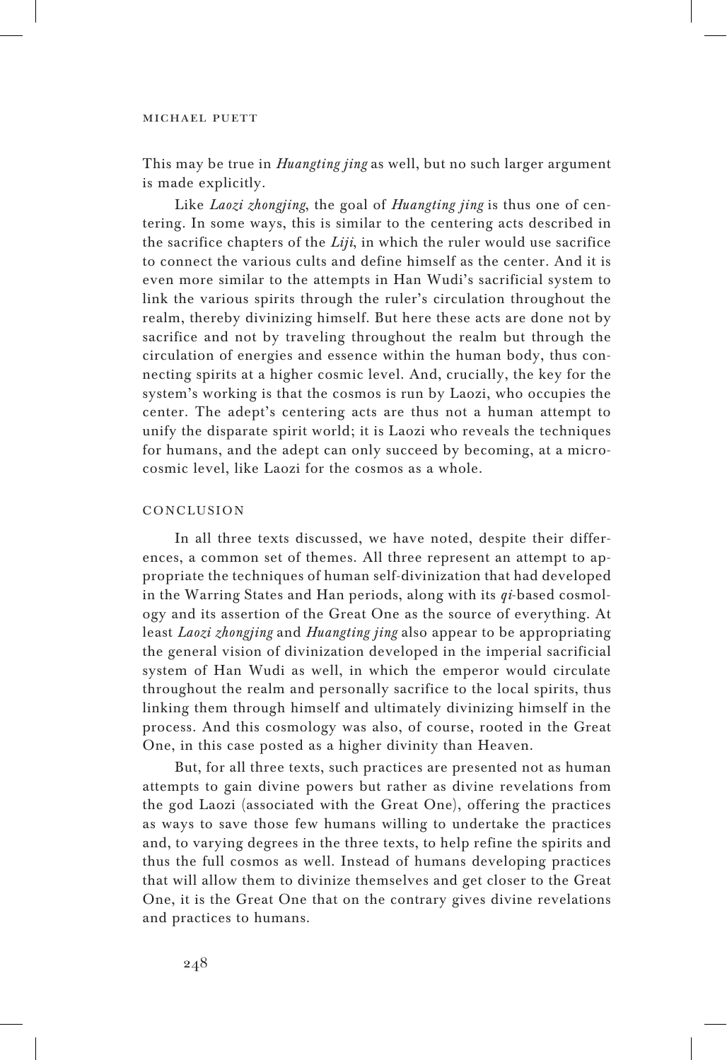This may be true in *Huangting jing* as well, but no such larger argument is made explicitly.

Like *Laozi zhongjing*, the goal of *Huangting jing* is thus one of centering. In some ways, this is similar to the centering acts described in the sacrifice chapters of the *Liji*, in which the ruler would use sacrifice to connect the various cults and define himself as the center. And it is even more similar to the attempts in Han Wudi's sacrificial system to link the various spirits through the ruler's circulation throughout the realm, thereby divinizing himself. But here these acts are done not by sacrifice and not by traveling throughout the realm but through the circulation of energies and essence within the human body, thus connecting spirits at a higher cosmic level. And, crucially, the key for the system's working is that the cosmos is run by Laozi, who occupies the center. The adept's centering acts are thus not a human attempt to unify the disparate spirit world; it is Laozi who reveals the techniques for humans, and the adept can only succeed by becoming, at a microcosmic level, like Laozi for the cosmos as a whole.

## CONCLUSION

In all three texts discussed, we have noted, despite their differences, a common set of themes. All three represent an attempt to appropriate the techniques of human self-divinization that had developed in the Warring States and Han periods, along with its *qi*-based cosmology and its assertion of the Great One as the source of everything. At least *Laozi zhongjing* and *Huangting jing* also appear to be appropriating the general vision of divinization developed in the imperial sacrificial system of Han Wudi as well, in which the emperor would circulate throughout the realm and personally sacrifice to the local spirits, thus linking them through himself and ultimately divinizing himself in the process. And this cosmology was also, of course, rooted in the Great One, in this case posted as a higher divinity than Heaven.

But, for all three texts, such practices are presented not as human attempts to gain divine powers but rather as divine revelations from the god Laozi (associated with the Great One), offering the practices as ways to save those few humans willing to undertake the practices and, to varying degrees in the three texts, to help refine the spirits and thus the full cosmos as well. Instead of humans developing practices that will allow them to divinize themselves and get closer to the Great One, it is the Great One that on the contrary gives divine revelations and practices to humans.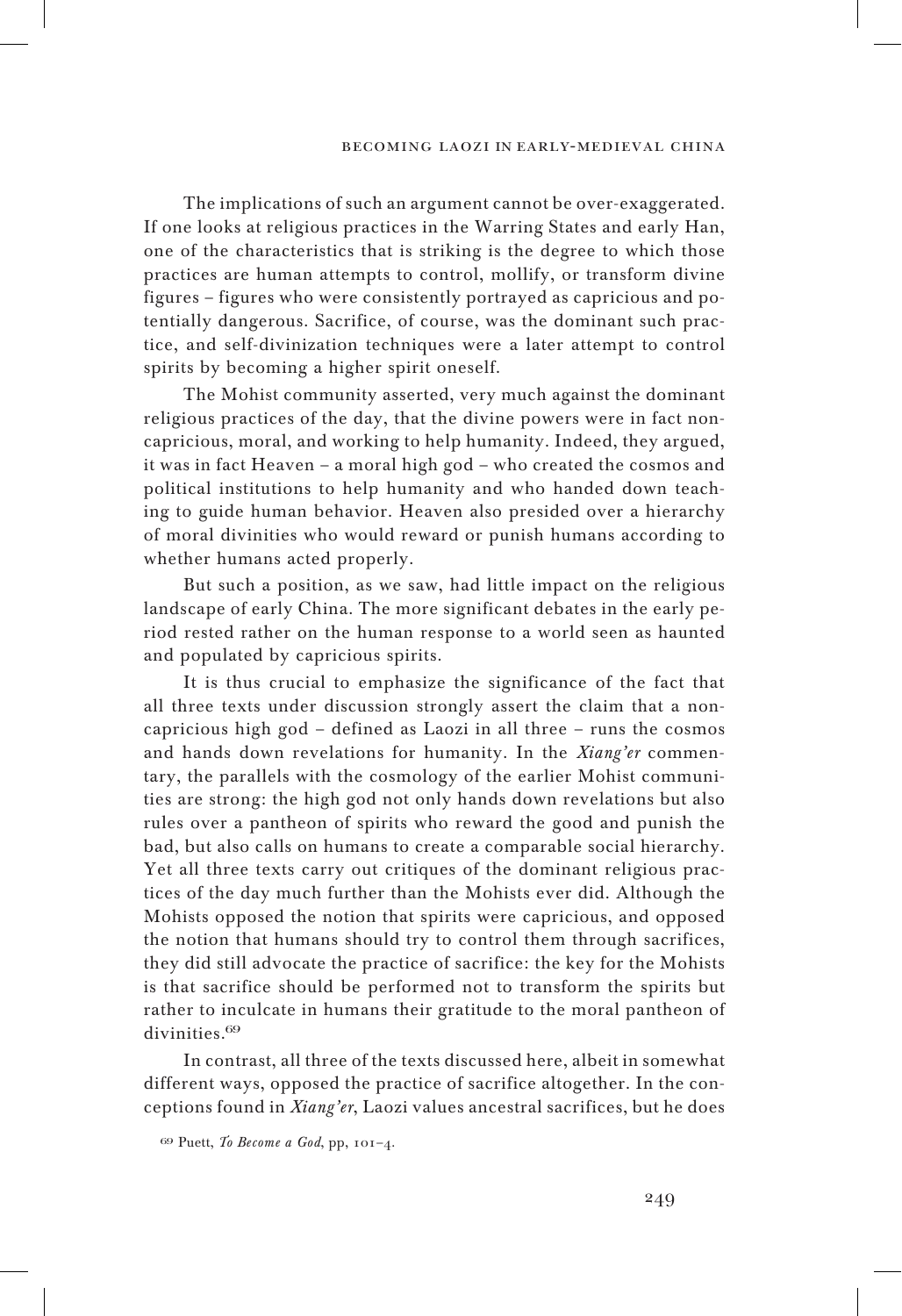The implications of such an argument cannot be over-exaggerated. If one looks at religious practices in the Warring States and early Han, one of the characteristics that is striking is the degree to which those practices are human attempts to control, mollify, or transform divine figures – figures who were consistently portrayed as capricious and potentially dangerous. Sacrifice, of course, was the dominant such practice, and self-divinization techniques were a later attempt to control spirits by becoming a higher spirit oneself.

The Mohist community asserted, very much against the dominant religious practices of the day, that the divine powers were in fact noncapricious, moral, and working to help humanity. Indeed, they argued, it was in fact Heaven – a moral high god – who created the cosmos and political institutions to help humanity and who handed down teaching to guide human behavior. Heaven also presided over a hierarchy of moral divinities who would reward or punish humans according to whether humans acted properly.

But such a position, as we saw, had little impact on the religious landscape of early China. The more significant debates in the early period rested rather on the human response to a world seen as haunted and populated by capricious spirits.

It is thus crucial to emphasize the significance of the fact that all three texts under discussion strongly assert the claim that a noncapricious high god – defined as Laozi in all three – runs the cosmos and hands down revelations for humanity. In the *Xiang'er* commentary, the parallels with the cosmology of the earlier Mohist communities are strong: the high god not only hands down revelations but also rules over a pantheon of spirits who reward the good and punish the bad, but also calls on humans to create a comparable social hierarchy. Yet all three texts carry out critiques of the dominant religious practices of the day much further than the Mohists ever did. Although the Mohists opposed the notion that spirits were capricious, and opposed the notion that humans should try to control them through sacrifices, they did still advocate the practice of sacrifice: the key for the Mohists is that sacrifice should be performed not to transform the spirits but rather to inculcate in humans their gratitude to the moral pantheon of divinities.[69]

In contrast, all three of the texts discussed here, albeit in somewhat different ways, opposed the practice of sacrifice altogether. In the conceptions found in *Xiang'er*, Laozi values ancestral sacrifices, but he does

[69] Puett, *To Become a God*, pp, 101–4.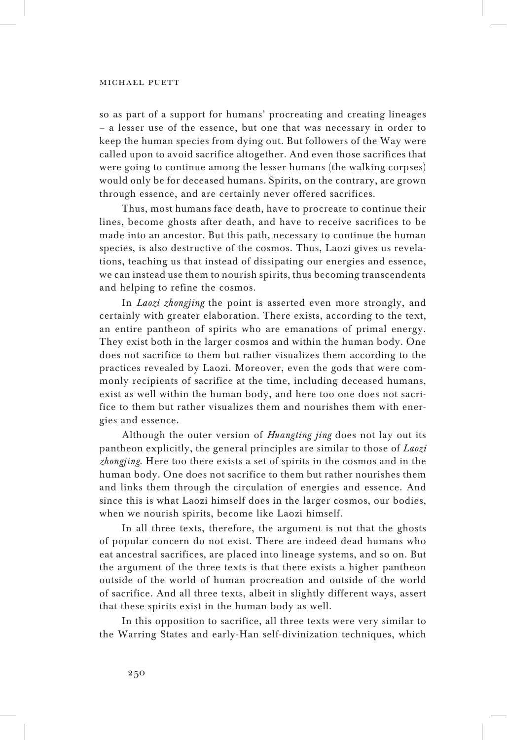so as part of a support for humans' procreating and creating lineages – a lesser use of the essence, but one that was necessary in order to keep the human species from dying out. But followers of the Way were called upon to avoid sacrifice altogether. And even those sacrifices that were going to continue among the lesser humans (the walking corpses) would only be for deceased humans. Spirits, on the contrary, are grown through essence, and are certainly never offered sacrifices.

Thus, most humans face death, have to procreate to continue their lines, become ghosts after death, and have to receive sacrifices to be made into an ancestor. But this path, necessary to continue the human species, is also destructive of the cosmos. Thus, Laozi gives us revelations, teaching us that instead of dissipating our energies and essence, we can instead use them to nourish spirits, thus becoming transcendents and helping to refine the cosmos.

In *Laozi zhongjing* the point is asserted even more strongly, and certainly with greater elaboration. There exists, according to the text, an entire pantheon of spirits who are emanations of primal energy. They exist both in the larger cosmos and within the human body. One does not sacrifice to them but rather visualizes them according to the practices revealed by Laozi. Moreover, even the gods that were commonly recipients of sacrifice at the time, including deceased humans, exist as well within the human body, and here too one does not sacrifice to them but rather visualizes them and nourishes them with energies and essence.

Although the outer version of *Huangting jing* does not lay out its pantheon explicitly, the general principles are similar to those of *Laozi zhongjing*. Here too there exists a set of spirits in the cosmos and in the human body. One does not sacrifice to them but rather nourishes them and links them through the circulation of energies and essence. And since this is what Laozi himself does in the larger cosmos, our bodies, when we nourish spirits, become like Laozi himself.

In all three texts, therefore, the argument is not that the ghosts of popular concern do not exist. There are indeed dead humans who eat ancestral sacrifices, are placed into lineage systems, and so on. But the argument of the three texts is that there exists a higher pantheon outside of the world of human procreation and outside of the world of sacrifice. And all three texts, albeit in slightly different ways, assert that these spirits exist in the human body as well.

In this opposition to sacrifice, all three texts were very similar to the Warring States and early-Han self-divinization techniques, which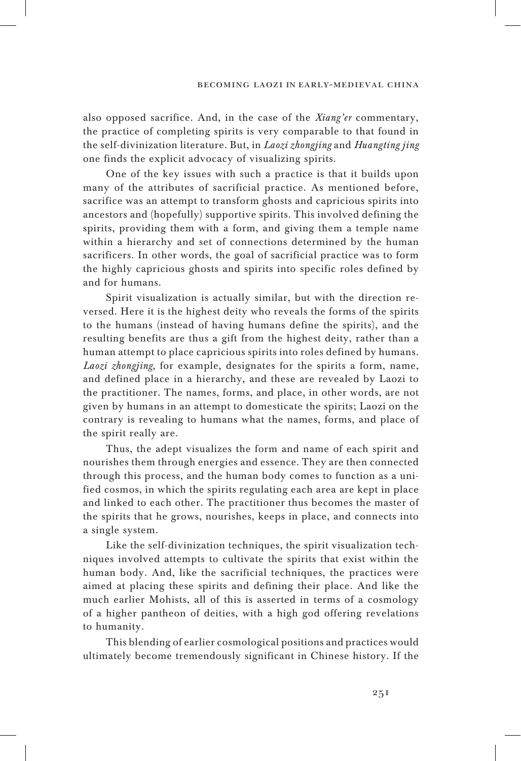also opposed sacrifice. And, in the case of the *Xiang'er* commentary, the practice of completing spirits is very comparable to that found in the self-divinization literature. But, in *Laozi zhongjing* and *Huangting jing* one finds the explicit advocacy of visualizing spirits.

One of the key issues with such a practice is that it builds upon many of the attributes of sacrificial practice. As mentioned before, sacrifice was an attempt to transform ghosts and capricious spirits into ancestors and (hopefully) supportive spirits. This involved defining the spirits, providing them with a form, and giving them a temple name within a hierarchy and set of connections determined by the human sacrificers. In other words, the goal of sacrificial practice was to form the highly capricious ghosts and spirits into specific roles defined by and for humans.

Spirit visualization is actually similar, but with the direction reversed. Here it is the highest deity who reveals the forms of the spirits to the humans (instead of having humans define the spirits), and the resulting benefits are thus a gift from the highest deity, rather than a human attempt to place capricious spirits into roles defined by humans. *Laozi zhongjing*, for example, designates for the spirits a form, name, and defined place in a hierarchy, and these are revealed by Laozi to the practitioner. The names, forms, and place, in other words, are not given by humans in an attempt to domesticate the spirits; Laozi on the contrary is revealing to humans what the names, forms, and place of the spirit really are.

Thus, the adept visualizes the form and name of each spirit and nourishes them through energies and essence. They are then connected through this process, and the human body comes to function as a unified cosmos, in which the spirits regulating each area are kept in place and linked to each other. The practitioner thus becomes the master of the spirits that he grows, nourishes, keeps in place, and connects into a single system.

Like the self-divinization techniques, the spirit visualization techniques involved attempts to cultivate the spirits that exist within the human body. And, like the sacrificial techniques, the practices were aimed at placing these spirits and defining their place. And like the much earlier Mohists, all of this is asserted in terms of a cosmology of a higher pantheon of deities, with a high god offering revelations to humanity.

This blending of earlier cosmological positions and practices would ultimately become tremendously significant in Chinese history. If the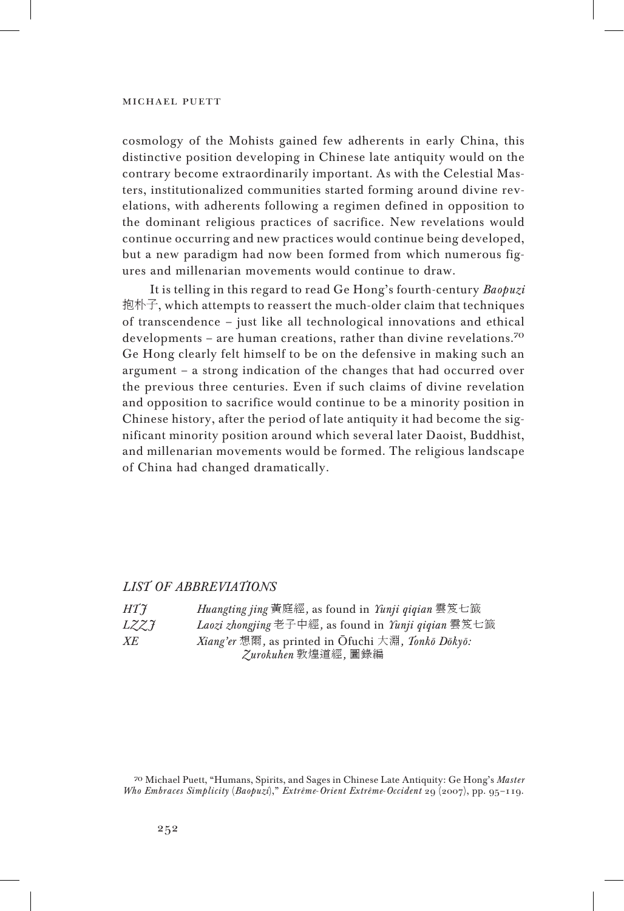cosmology of the Mohists gained few adherents in early China, this distinctive position developing in Chinese late antiquity would on the contrary become extraordinarily important. As with the Celestial Masters, institutionalized communities started forming around divine revelations, with adherents following a regimen defined in opposition to the dominant religious practices of sacrifice. New revelations would continue occurring and new practices would continue being developed, but a new paradigm had now been formed from which numerous figures and millenarian movements would continue to draw.

It is telling in this regard to read Ge Hong's fourth-century *Baopuzi* 抱朴子, which attempts to reassert the much-older claim that techniques of transcendence – just like all technological innovations and ethical developments – are human creations, rather than divine revelations.[70] Ge Hong clearly felt himself to be on the defensive in making such an argument – a strong indication of the changes that had occurred over the previous three centuries. Even if such claims of divine revelation and opposition to sacrifice would continue to be a minority position in Chinese history, after the period of late antiquity it had become the significant minority position around which several later Daoist, Buddhist, and millenarian movements would be formed. The religious landscape of China had changed dramatically.

## *LIST OF ABBREVIATIONS*

| | |
|---|---|
| *HTJ* | *Huangting jing* 黃庭經, as found in *Yunji qiqian* 雲笈七籤 |
| *LZZJ* | *Laozi zhongjing* 老子中經, as found in *Yunji qiqian* 雲笈七籤 |
| *XE* | *Xiang'er* 想爾, as printed in Ōfuchi 大淵, *Tonkō Dōkyō: Zurokuhen* 敦煌道經, 圖錄編 |

[70] Michael Puett, "Humans, Spirits, and Sages in Chinese Late Antiquity: Ge Hong's *Master Who Embraces Simplicity* (*Baopuzi*)," *Extrême-Orient Extrême-Occident* 29 (2007), pp. 95–119.